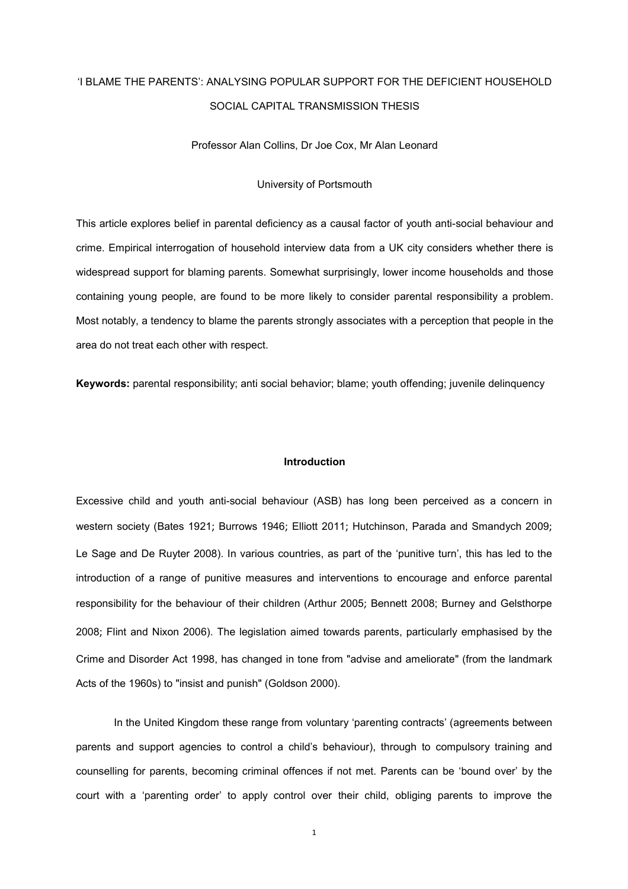# 'I BLAME THE PARENTS': ANALYSING POPULAR SUPPORT FOR THE DEFICIENT HOUSEHOLD SOCIAL CAPITAL TRANSMISSION THESIS

Professor Alan Collins, Dr Joe Cox, Mr Alan Leonard

University of Portsmouth

This article explores belief in parental deficiency as a causal factor of youth anti-social behaviour and crime. Empirical interrogation of household interview data from a UK city considers whether there is widespread support for blaming parents. Somewhat surprisingly, lower income households and those containing young people, are found to be more likely to consider parental responsibility a problem. Most notably, a tendency to blame the parents strongly associates with a perception that people in the area do not treat each other with respect.

**Keywords:** parental responsibility; anti social behavior; blame; youth offending; juvenile delinquency

## Introduction

Excessive child and youth anti-social behaviour (ASB) has long been perceived as a concern in western society (Bates 1921; Burrows 1946; Elliott 2011; Hutchinson, Parada and Smandych 2009; Le Sage and De Ruyter 2008). In various countries, as part of the 'punitive turn', this has led to the introduction of a range of punitive measures and interventions to encourage and enforce parental responsibility for the behaviour of their children (Arthur 2005; Bennett 2008; Burney and Gelsthorpe 2008; Flint and Nixon 2006). The legislation aimed towards parents, particularly emphasised by the Crime and Disorder Act 1998, has changed in tone from "advise and ameliorate" (from the landmark Acts of the 1960s) to "insist and punish" (Goldson 2000).

In the United Kingdom these range from voluntary 'parenting contracts' (agreements between parents and support agencies to control a child's behaviour), through to compulsory training and counselling for parents, becoming criminal offences if not met. Parents can be 'bound over' by the court with a 'parenting order' to apply control over their child, obliging parents to improve the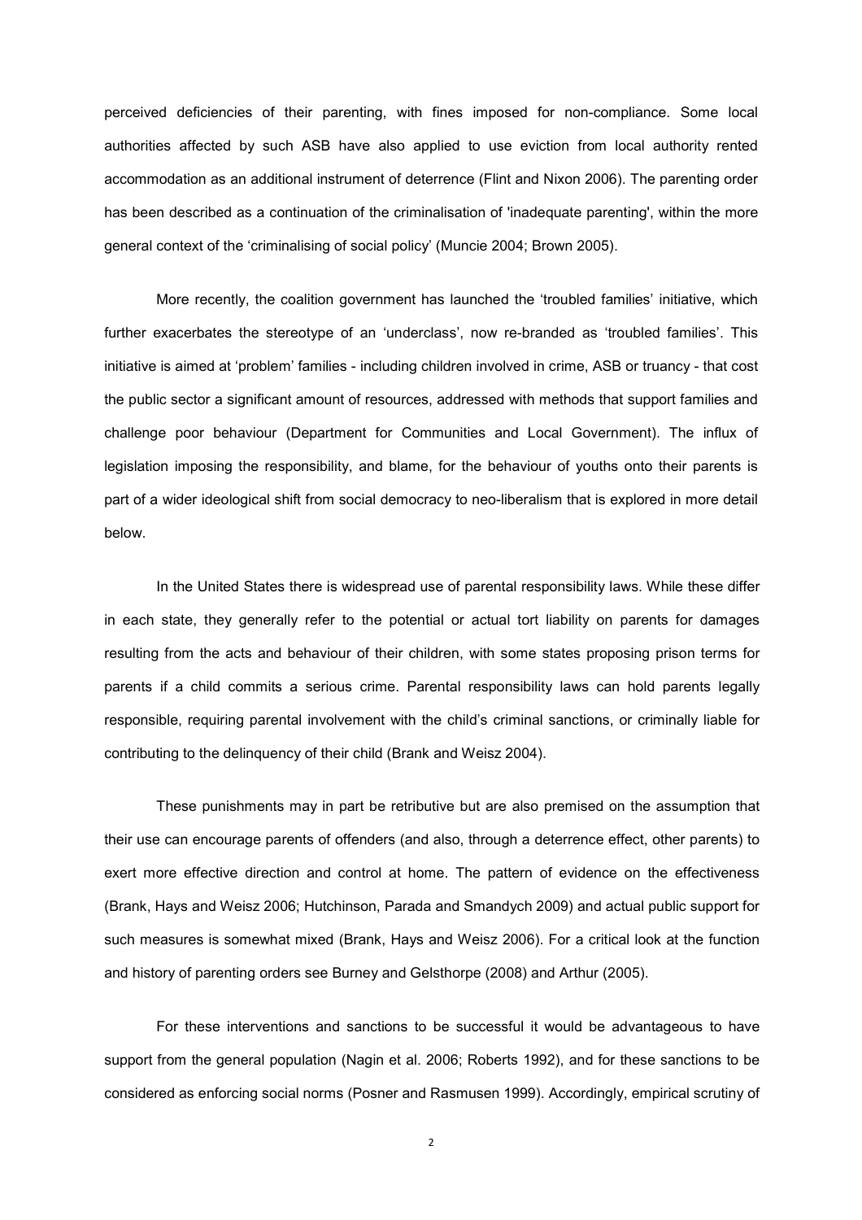perceived deficiencies of their parenting, with fines imposed for non-compliance. Some local authorities affected by such ASB have also applied to use eviction from local authority rented accommodation as an additional instrument of deterrence (Flint and Nixon 2006). The parenting order has been described as a continuation of the criminalisation of 'inadequate parenting', within the more general context of the 'criminalising of social policy' (Muncie 2004; Brown 2005).

More recently, the coalition government has launched the 'troubled families' initiative, which further exacerbates the stereotype of an 'underclass', now re-branded as 'troubled families'. This initiative is aimed at 'problem' families - including children involved in crime, ASB or truancy - that cost the public sector a significant amount of resources, addressed with methods that support families and challenge poor behaviour (Department for Communities and Local Government). The influx of legislation imposing the responsibility, and blame, for the behaviour of youths onto their parents is part of a wider ideological shift from social democracy to neo-liberalism that is explored in more detail below.

In the United States there is widespread use of parental responsibility laws. While these differ in each state, they generally refer to the potential or actual tort liability on parents for damages resulting from the acts and behaviour of their children, with some states proposing prison terms for parents if a child commits a serious crime. Parental responsibility laws can hold parents legally responsible, requiring parental involvement with the child's criminal sanctions, or criminally liable for contributing to the delinquency of their child (Brank and Weisz 2004).

These punishments may in part be retributive but are also premised on the assumption that their use can encourage parents of offenders (and also, through a deterrence effect, other parents) to exert more effective direction and control at home. The pattern of evidence on the effectiveness (Brank, Hays and Weisz 2006; Hutchinson, Parada and Smandych 2009) and actual public support for such measures is somewhat mixed (Brank, Hays and Weisz 2006). For a critical look at the function and history of parenting orders see Burney and Gelsthorpe (2008) and Arthur (2005).

For these interventions and sanctions to be successful it would be advantageous to have support from the general population (Nagin et al. 2006; Roberts 1992), and for these sanctions to be considered as enforcing social norms (Posner and Rasmusen 1999). Accordingly, empirical scrutiny of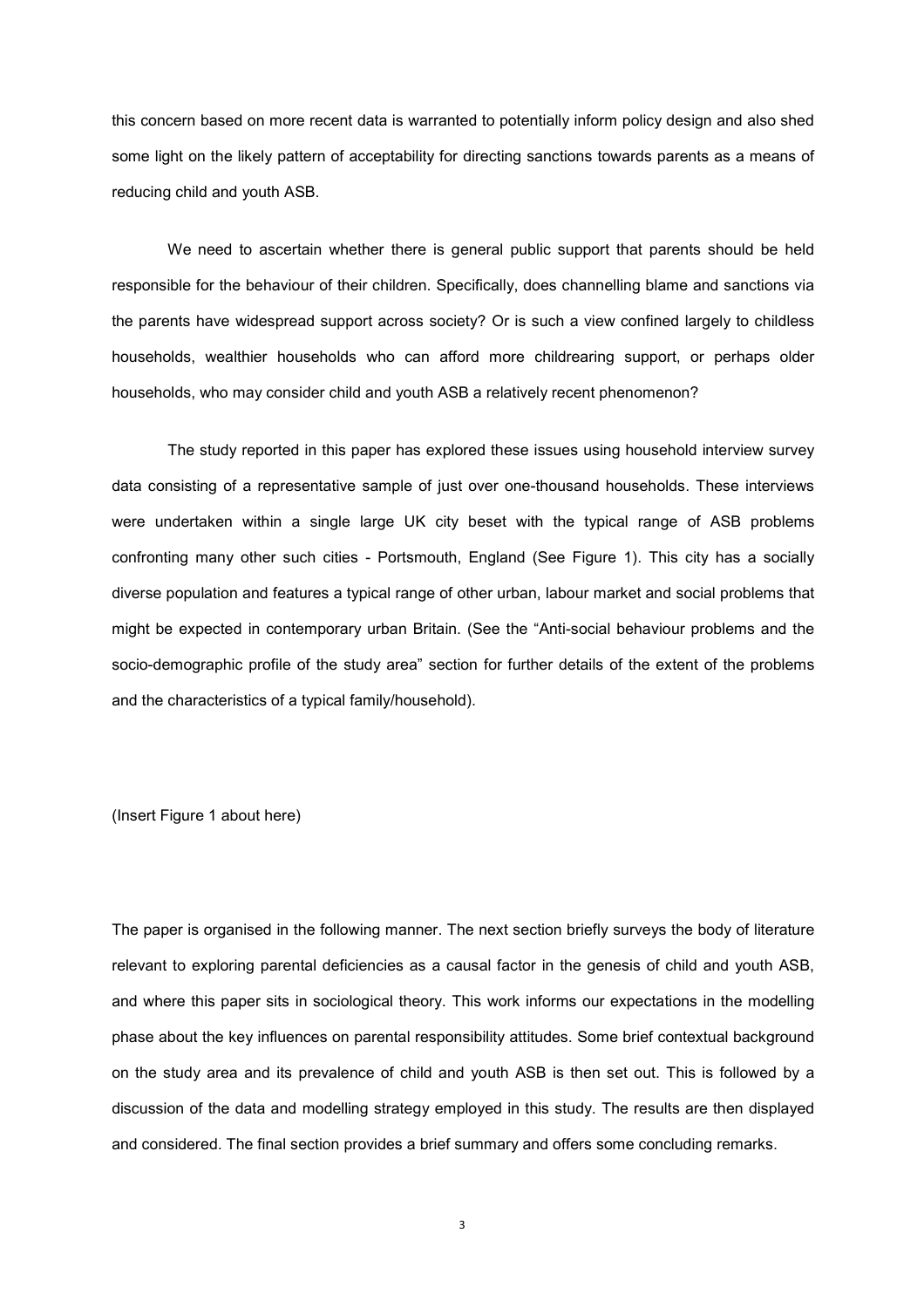this concern based on more recent data is warranted to potentially inform policy design and also shed some light on the likely pattern of acceptability for directing sanctions towards parents as a means of reducing child and youth ASB.

We need to ascertain whether there is general public support that parents should be held responsible for the behaviour of their children. Specifically, does channelling blame and sanctions via the parents have widespread support across society? Or is such a view confined largely to childless households, wealthier households who can afford more childrearing support, or perhaps older households, who may consider child and youth ASB a relatively recent phenomenon?

The study reported in this paper has explored these issues using household interview survey data consisting of a representative sample of just over one-thousand households. These interviews were undertaken within a single large UK city beset with the typical range of ASB problems confronting many other such cities - Portsmouth, England (See Figure 1). This city has a socially diverse population and features a typical range of other urban, labour market and social problems that might be expected in contemporary urban Britain. (See the "Anti-social behaviour problems and the socio-demographic profile of the study area" section for further details of the extent of the problems and the characteristics of a typical family/household).

(Insert Figure 1 about here)

The paper is organised in the following manner. The next section briefly surveys the body of literature relevant to exploring parental deficiencies as a causal factor in the genesis of child and youth ASB, and where this paper sits in sociological theory. This work informs our expectations in the modelling phase about the key influences on parental responsibility attitudes. Some brief contextual background on the study area and its prevalence of child and youth ASB is then set out. This is followed by a discussion of the data and modelling strategy employed in this study. The results are then displayed and considered. The final section provides a brief summary and offers some concluding remarks.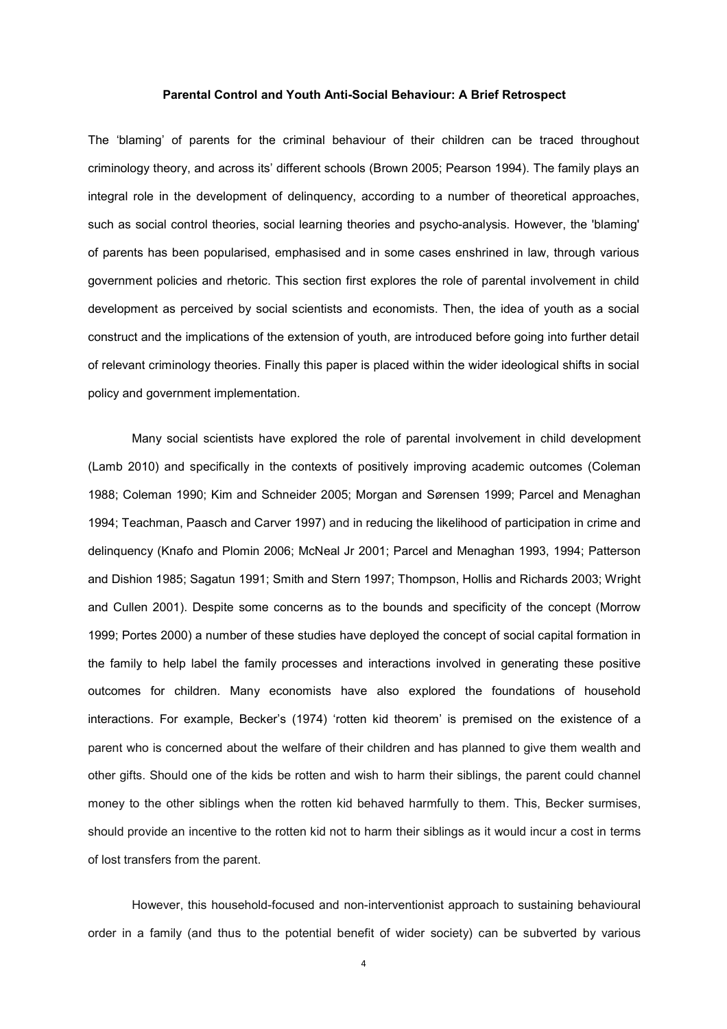## Parental Control and Youth Anti-Social Behaviour: A Brief Retrospect

The 'blaming' of parents for the criminal behaviour of their children can be traced throughout criminology theory, and across its' different schools (Brown 2005; Pearson 1994). The family plays an integral role in the development of delinquency, according to a number of theoretical approaches, such as social control theories, social learning theories and psycho-analysis. However, the 'blaming' of parents has been popularised, emphasised and in some cases enshrined in law, through various government policies and rhetoric. This section first explores the role of parental involvement in child development as perceived by social scientists and economists. Then, the idea of youth as a social construct and the implications of the extension of youth, are introduced before going into further detail of relevant criminology theories. Finally this paper is placed within the wider ideological shifts in social policy and government implementation.

Many social scientists have explored the role of parental involvement in child development (Lamb 2010) and specifically in the contexts of positively improving academic outcomes (Coleman 1988; Coleman 1990; Kim and Schneider 2005; Morgan and Sørensen 1999; Parcel and Menaghan 1994; Teachman, Paasch and Carver 1997) and in reducing the likelihood of participation in crime and delinquency (Knafo and Plomin 2006; McNeal Jr 2001; Parcel and Menaghan 1993, 1994; Patterson and Dishion 1985; Sagatun 1991; Smith and Stern 1997; Thompson, Hollis and Richards 2003; Wright and Cullen 2001). Despite some concerns as to the bounds and specificity of the concept (Morrow 1999; Portes 2000) a number of these studies have deployed the concept of social capital formation in the family to help label the family processes and interactions involved in generating these positive outcomes for children. Many economists have also explored the foundations of household interactions. For example, Becker's (1974) 'rotten kid theorem' is premised on the existence of a parent who is concerned about the welfare of their children and has planned to give them wealth and other gifts. Should one of the kids be rotten and wish to harm their siblings, the parent could channel money to the other siblings when the rotten kid behaved harmfully to them. This, Becker surmises, should provide an incentive to the rotten kid not to harm their siblings as it would incur a cost in terms of lost transfers from the parent.

However, this household-focused and non-interventionist approach to sustaining behavioural order in a family (and thus to the potential benefit of wider society) can be subverted by various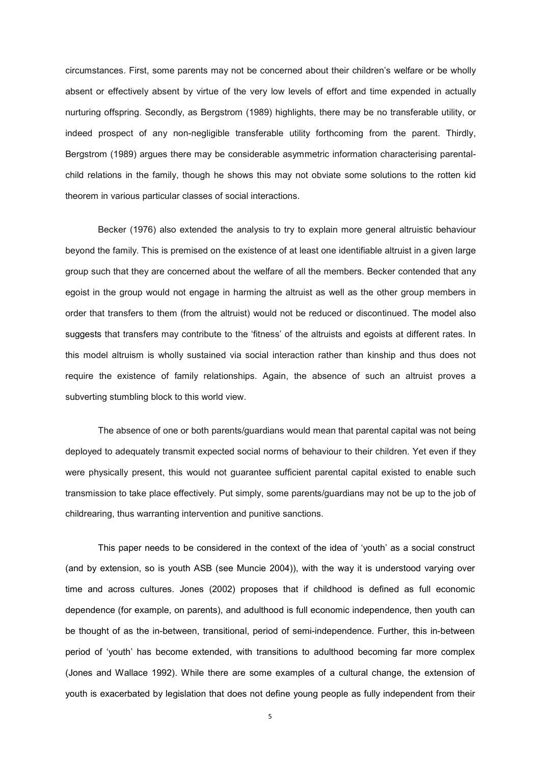circumstances. First, some parents may not be concerned about their children's welfare or be wholly absent or effectively absent by virtue of the very low levels of effort and time expended in actually nurturing offspring. Secondly, as Bergstrom (1989) highlights, there may be no transferable utility, or indeed prospect of any non-negligible transferable utility forthcoming from the parent. Thirdly, Bergstrom (1989) argues there may be considerable asymmetric information characterising parental-child relations in the family, though he shows this may not obviate some solutions to the rotten kid theorem in various particular classes of social interactions.

Becker (1976) also extended the analysis to try to explain more general altruistic behaviour beyond the family. This is premised on the existence of at least one identifiable altruist in a given large group such that they are concerned about the welfare of all the members. Becker contended that any egoist in the group would not engage in harming the altruist as well as the other group members in order that transfers to them (from the altruist) would not be reduced or discontinued. The model also suggests that transfers may contribute to the 'fitness' of the altruists and egoists at different rates. In this model altruism is wholly sustained via social interaction rather than kinship and thus does not require the existence of family relationships. Again, the absence of such an altruist proves a subverting stumbling block to this world view.

The absence of one or both parents/guardians would mean that parental capital was not being deployed to adequately transmit expected social norms of behaviour to their children. Yet even if they were physically present, this would not guarantee sufficient parental capital existed to enable such transmission to take place effectively. Put simply, some parents/guardians may not be up to the job of childrearing, thus warranting intervention and punitive sanctions.

This paper needs to be considered in the context of the idea of 'youth' as a social construct (and by extension, so is youth ASB (see Muncie 2004)), with the way it is understood varying over time and across cultures. Jones (2002) proposes that if childhood is defined as full economic dependence (for example, on parents), and adulthood is full economic independence, then youth can be thought of as the in-between, transitional, period of semi-independence. Further, this in-between period of 'youth' has become extended, with transitions to adulthood becoming far more complex (Jones and Wallace 1992). While there are some examples of a cultural change, the extension of youth is exacerbated by legislation that does not define young people as fully independent from their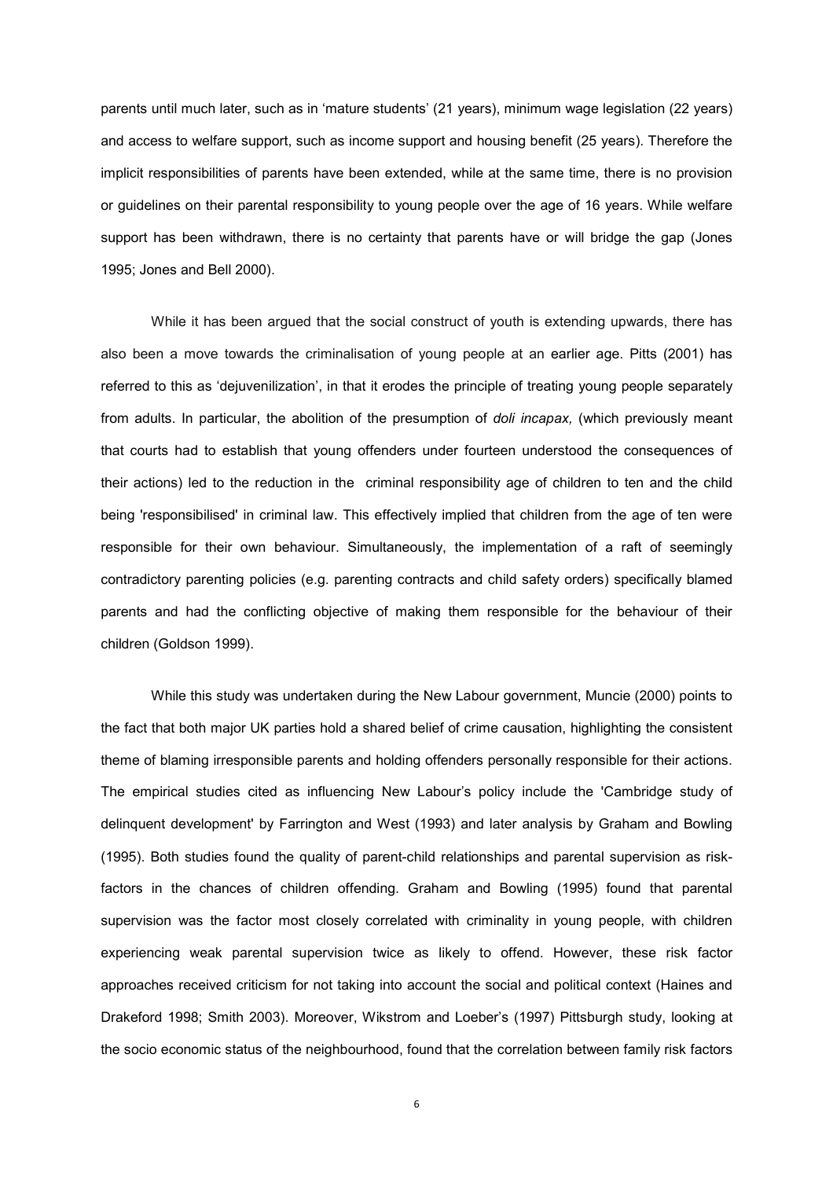parents until much later, such as in 'mature students' (21 years), minimum wage legislation (22 years) and access to welfare support, such as income support and housing benefit (25 years). Therefore the implicit responsibilities of parents have been extended, while at the same time, there is no provision or guidelines on their parental responsibility to young people over the age of 16 years. While welfare support has been withdrawn, there is no certainty that parents have or will bridge the gap (Jones 1995; Jones and Bell 2000).

While it has been argued that the social construct of youth is extending upwards, there has also been a move towards the criminalisation of young people at an earlier age. Pitts (2001) has referred to this as 'dejuvenilization', in that it erodes the principle of treating young people separately from adults. In particular, the abolition of the presumption of *doli incapax,* (which previously meant that courts had to establish that young offenders under fourteen understood the consequences of their actions) led to the reduction in the criminal responsibility age of children to ten and the child being 'responsibilised' in criminal law. This effectively implied that children from the age of ten were responsible for their own behaviour. Simultaneously, the implementation of a raft of seemingly contradictory parenting policies (e.g. parenting contracts and child safety orders) specifically blamed parents and had the conflicting objective of making them responsible for the behaviour of their children (Goldson 1999).

While this study was undertaken during the New Labour government, Muncie (2000) points to the fact that both major UK parties hold a shared belief of crime causation, highlighting the consistent theme of blaming irresponsible parents and holding offenders personally responsible for their actions. The empirical studies cited as influencing New Labour's policy include the 'Cambridge study of delinquent development' by Farrington and West (1993) and later analysis by Graham and Bowling (1995). Both studies found the quality of parent-child relationships and parental supervision as risk-factors in the chances of children offending. Graham and Bowling (1995) found that parental supervision was the factor most closely correlated with criminality in young people, with children experiencing weak parental supervision twice as likely to offend. However, these risk factor approaches received criticism for not taking into account the social and political context (Haines and Drakeford 1998; Smith 2003). Moreover, Wikstrom and Loeber's (1997) Pittsburgh study, looking at the socio economic status of the neighbourhood, found that the correlation between family risk factors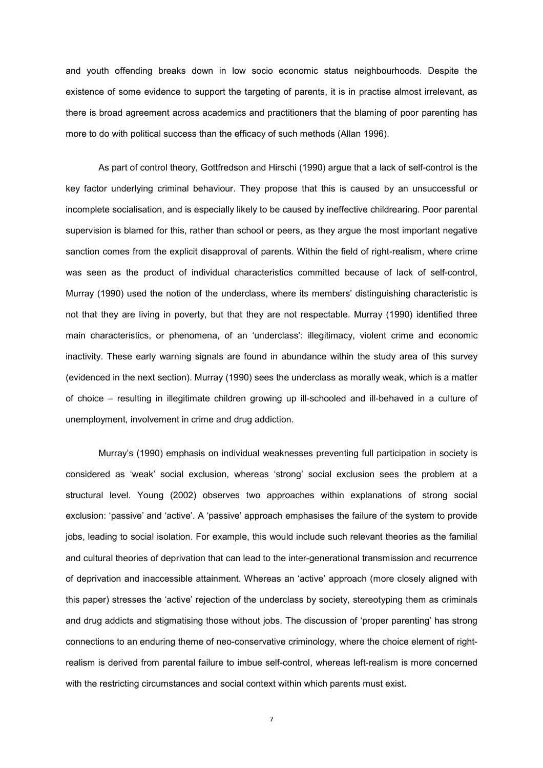and youth offending breaks down in low socio economic status neighbourhoods. Despite the existence of some evidence to support the targeting of parents, it is in practise almost irrelevant, as there is broad agreement across academics and practitioners that the blaming of poor parenting has more to do with political success than the efficacy of such methods (Allan 1996).

As part of control theory, Gottfredson and Hirschi (1990) argue that a lack of self-control is the key factor underlying criminal behaviour. They propose that this is caused by an unsuccessful or incomplete socialisation, and is especially likely to be caused by ineffective childrearing. Poor parental supervision is blamed for this, rather than school or peers, as they argue the most important negative sanction comes from the explicit disapproval of parents. Within the field of right-realism, where crime was seen as the product of individual characteristics committed because of lack of self-control, Murray (1990) used the notion of the underclass, where its members' distinguishing characteristic is not that they are living in poverty, but that they are not respectable. Murray (1990) identified three main characteristics, or phenomena, of an 'underclass': illegitimacy, violent crime and economic inactivity. These early warning signals are found in abundance within the study area of this survey (evidenced in the next section). Murray (1990) sees the underclass as morally weak, which is a matter of choice – resulting in illegitimate children growing up ill-schooled and ill-behaved in a culture of unemployment, involvement in crime and drug addiction.

Murray's (1990) emphasis on individual weaknesses preventing full participation in society is considered as 'weak' social exclusion, whereas 'strong' social exclusion sees the problem at a structural level. Young (2002) observes two approaches within explanations of strong social exclusion: 'passive' and 'active'. A 'passive' approach emphasises the failure of the system to provide jobs, leading to social isolation. For example, this would include such relevant theories as the familial and cultural theories of deprivation that can lead to the inter-generational transmission and recurrence of deprivation and inaccessible attainment. Whereas an 'active' approach (more closely aligned with this paper) stresses the 'active' rejection of the underclass by society, stereotyping them as criminals and drug addicts and stigmatising those without jobs. The discussion of 'proper parenting' has strong connections to an enduring theme of neo-conservative criminology, where the choice element of right-realism is derived from parental failure to imbue self-control, whereas left-realism is more concerned with the restricting circumstances and social context within which parents must exist.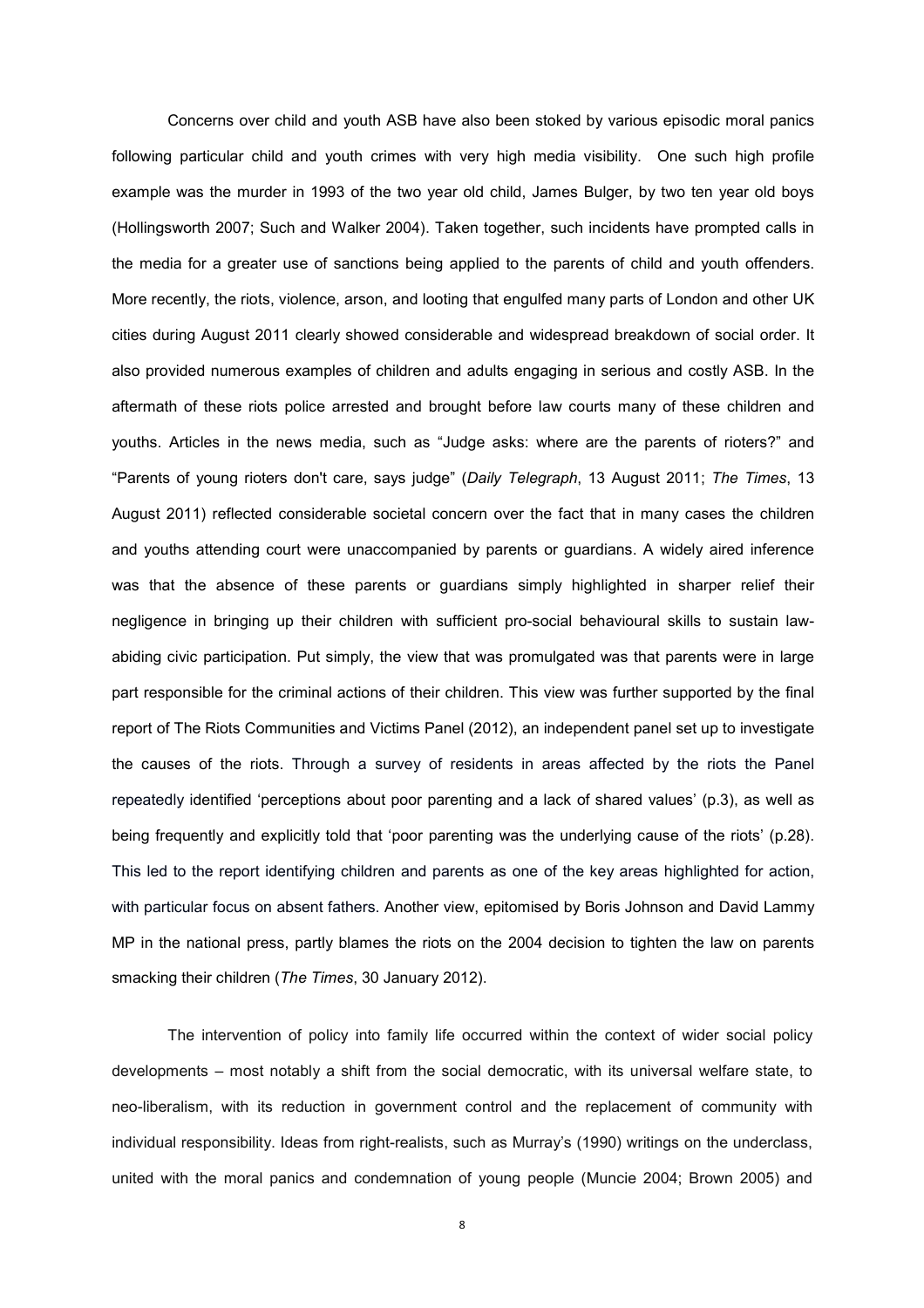Concerns over child and youth ASB have also been stoked by various episodic moral panics following particular child and youth crimes with very high media visibility. One such high profile example was the murder in 1993 of the two year old child, James Bulger, by two ten year old boys (Hollingsworth 2007; Such and Walker 2004). Taken together, such incidents have prompted calls in the media for a greater use of sanctions being applied to the parents of child and youth offenders. More recently, the riots, violence, arson, and looting that engulfed many parts of London and other UK cities during August 2011 clearly showed considerable and widespread breakdown of social order. It also provided numerous examples of children and adults engaging in serious and costly ASB. In the aftermath of these riots police arrested and brought before law courts many of these children and youths. Articles in the news media, such as "Judge asks: where are the parents of rioters?" and "Parents of young rioters don't care, says judge" (*Daily Telegraph*, 13 August 2011; *The Times*, 13 August 2011) reflected considerable societal concern over the fact that in many cases the children and youths attending court were unaccompanied by parents or guardians. A widely aired inference was that the absence of these parents or guardians simply highlighted in sharper relief their negligence in bringing up their children with sufficient pro-social behavioural skills to sustain law-abiding civic participation. Put simply, the view that was promulgated was that parents were in large part responsible for the criminal actions of their children. This view was further supported by the final report of The Riots Communities and Victims Panel (2012), an independent panel set up to investigate the causes of the riots. Through a survey of residents in areas affected by the riots the Panel repeatedly identified 'perceptions about poor parenting and a lack of shared values' (p.3), as well as being frequently and explicitly told that 'poor parenting was the underlying cause of the riots' (p.28). This led to the report identifying children and parents as one of the key areas highlighted for action, with particular focus on absent fathers. Another view, epitomised by Boris Johnson and David Lammy MP in the national press, partly blames the riots on the 2004 decision to tighten the law on parents smacking their children (*The Times*, 30 January 2012).

The intervention of policy into family life occurred within the context of wider social policy developments – most notably a shift from the social democratic, with its universal welfare state, to neo-liberalism, with its reduction in government control and the replacement of community with individual responsibility. Ideas from right-realists, such as Murray's (1990) writings on the underclass, united with the moral panics and condemnation of young people (Muncie 2004; Brown 2005) and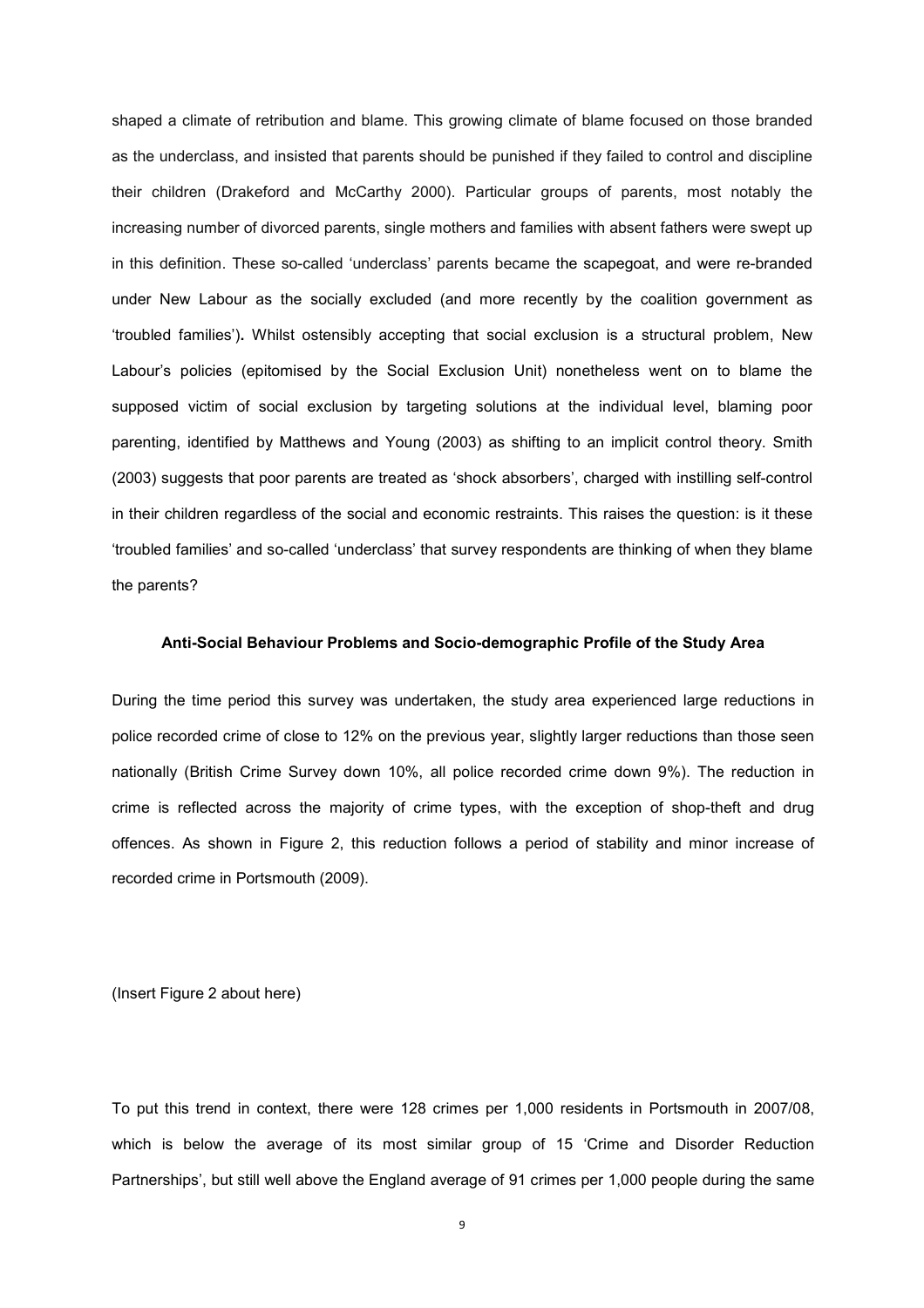shaped a climate of retribution and blame. This growing climate of blame focused on those branded as the underclass, and insisted that parents should be punished if they failed to control and discipline their children (Drakeford and McCarthy 2000). Particular groups of parents, most notably the increasing number of divorced parents, single mothers and families with absent fathers were swept up in this definition. These so-called 'underclass' parents became the scapegoat, and were re-branded under New Labour as the socially excluded (and more recently by the coalition government as 'troubled families')**.** Whilst ostensibly accepting that social exclusion is a structural problem, New Labour's policies (epitomised by the Social Exclusion Unit) nonetheless went on to blame the supposed victim of social exclusion by targeting solutions at the individual level, blaming poor parenting, identified by Matthews and Young (2003) as shifting to an implicit control theory. Smith (2003) suggests that poor parents are treated as 'shock absorbers', charged with instilling self-control in their children regardless of the social and economic restraints. This raises the question: is it these 'troubled families' and so-called 'underclass' that survey respondents are thinking of when they blame the parents?

### Anti-Social Behaviour Problems and Socio-demographic Profile of the Study Area

During the time period this survey was undertaken, the study area experienced large reductions in police recorded crime of close to 12% on the previous year, slightly larger reductions than those seen nationally (British Crime Survey down 10%, all police recorded crime down 9%). The reduction in crime is reflected across the majority of crime types, with the exception of shop-theft and drug offences. As shown in Figure 2, this reduction follows a period of stability and minor increase of recorded crime in Portsmouth (2009).

(Insert Figure 2 about here)

To put this trend in context, there were 128 crimes per 1,000 residents in Portsmouth in 2007/08, which is below the average of its most similar group of 15 'Crime and Disorder Reduction Partnerships', but still well above the England average of 91 crimes per 1,000 people during the same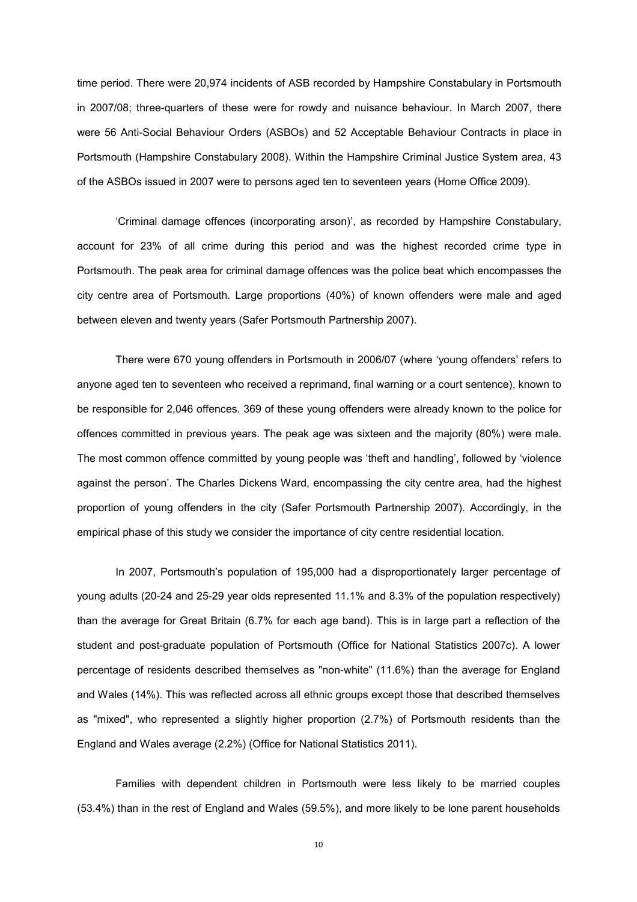time period. There were 20,974 incidents of ASB recorded by Hampshire Constabulary in Portsmouth in 2007/08; three-quarters of these were for rowdy and nuisance behaviour. In March 2007, there were 56 Anti-Social Behaviour Orders (ASBOs) and 52 Acceptable Behaviour Contracts in place in Portsmouth (Hampshire Constabulary 2008). Within the Hampshire Criminal Justice System area, 43 of the ASBOs issued in 2007 were to persons aged ten to seventeen years (Home Office 2009).

'Criminal damage offences (incorporating arson)', as recorded by Hampshire Constabulary, account for 23% of all crime during this period and was the highest recorded crime type in Portsmouth. The peak area for criminal damage offences was the police beat which encompasses the city centre area of Portsmouth. Large proportions (40%) of known offenders were male and aged between eleven and twenty years (Safer Portsmouth Partnership 2007).

There were 670 young offenders in Portsmouth in 2006/07 (where 'young offenders' refers to anyone aged ten to seventeen who received a reprimand, final warning or a court sentence), known to be responsible for 2,046 offences. 369 of these young offenders were already known to the police for offences committed in previous years. The peak age was sixteen and the majority (80%) were male. The most common offence committed by young people was 'theft and handling', followed by 'violence against the person'. The Charles Dickens Ward, encompassing the city centre area, had the highest proportion of young offenders in the city (Safer Portsmouth Partnership 2007). Accordingly, in the empirical phase of this study we consider the importance of city centre residential location.

In 2007, Portsmouth's population of 195,000 had a disproportionately larger percentage of young adults (20-24 and 25-29 year olds represented 11.1% and 8.3% of the population respectively) than the average for Great Britain (6.7% for each age band). This is in large part a reflection of the student and post-graduate population of Portsmouth (Office for National Statistics 2007c). A lower percentage of residents described themselves as "non-white" (11.6%) than the average for England and Wales (14%). This was reflected across all ethnic groups except those that described themselves as "mixed", who represented a slightly higher proportion (2.7%) of Portsmouth residents than the England and Wales average (2.2%) (Office for National Statistics 2011).

Families with dependent children in Portsmouth were less likely to be married couples (53.4%) than in the rest of England and Wales (59.5%), and more likely to be lone parent households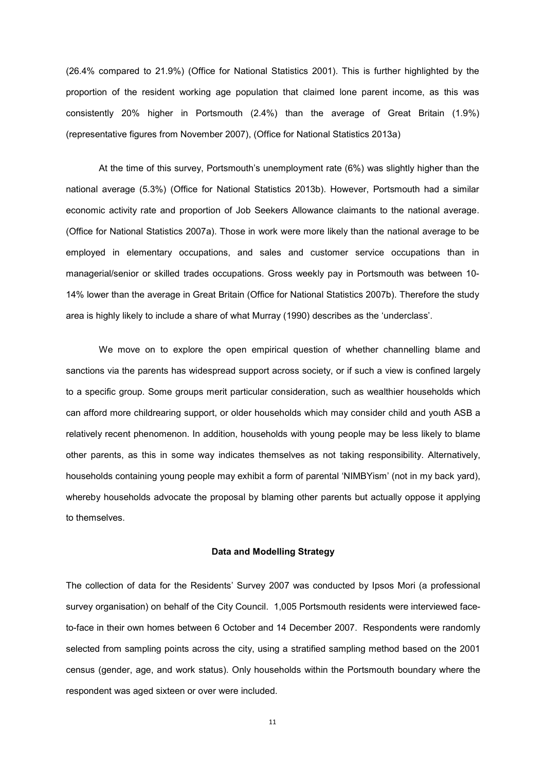(26.4% compared to 21.9%) (Office for National Statistics 2001). This is further highlighted by the proportion of the resident working age population that claimed lone parent income, as this was consistently 20% higher in Portsmouth (2.4%) than the average of Great Britain (1.9%) (representative figures from November 2007), (Office for National Statistics 2013a)

At the time of this survey, Portsmouth's unemployment rate (6%) was slightly higher than the national average (5.3%) (Office for National Statistics 2013b). However, Portsmouth had a similar economic activity rate and proportion of Job Seekers Allowance claimants to the national average. (Office for National Statistics 2007a). Those in work were more likely than the national average to be employed in elementary occupations, and sales and customer service occupations than in managerial/senior or skilled trades occupations. Gross weekly pay in Portsmouth was between 10-14% lower than the average in Great Britain (Office for National Statistics 2007b). Therefore the study area is highly likely to include a share of what Murray (1990) describes as the 'underclass'.

We move on to explore the open empirical question of whether channelling blame and sanctions via the parents has widespread support across society, or if such a view is confined largely to a specific group. Some groups merit particular consideration, such as wealthier households which can afford more childrearing support, or older households which may consider child and youth ASB a relatively recent phenomenon. In addition, households with young people may be less likely to blame other parents, as this in some way indicates themselves as not taking responsibility. Alternatively, households containing young people may exhibit a form of parental 'NIMBYism' (not in my back yard), whereby households advocate the proposal by blaming other parents but actually oppose it applying to themselves.

## Data and Modelling Strategy

The collection of data for the Residents' Survey 2007 was conducted by Ipsos Mori (a professional survey organisation) on behalf of the City Council. 1,005 Portsmouth residents were interviewed face-to-face in their own homes between 6 October and 14 December 2007. Respondents were randomly selected from sampling points across the city, using a stratified sampling method based on the 2001 census (gender, age, and work status). Only households within the Portsmouth boundary where the respondent was aged sixteen or over were included.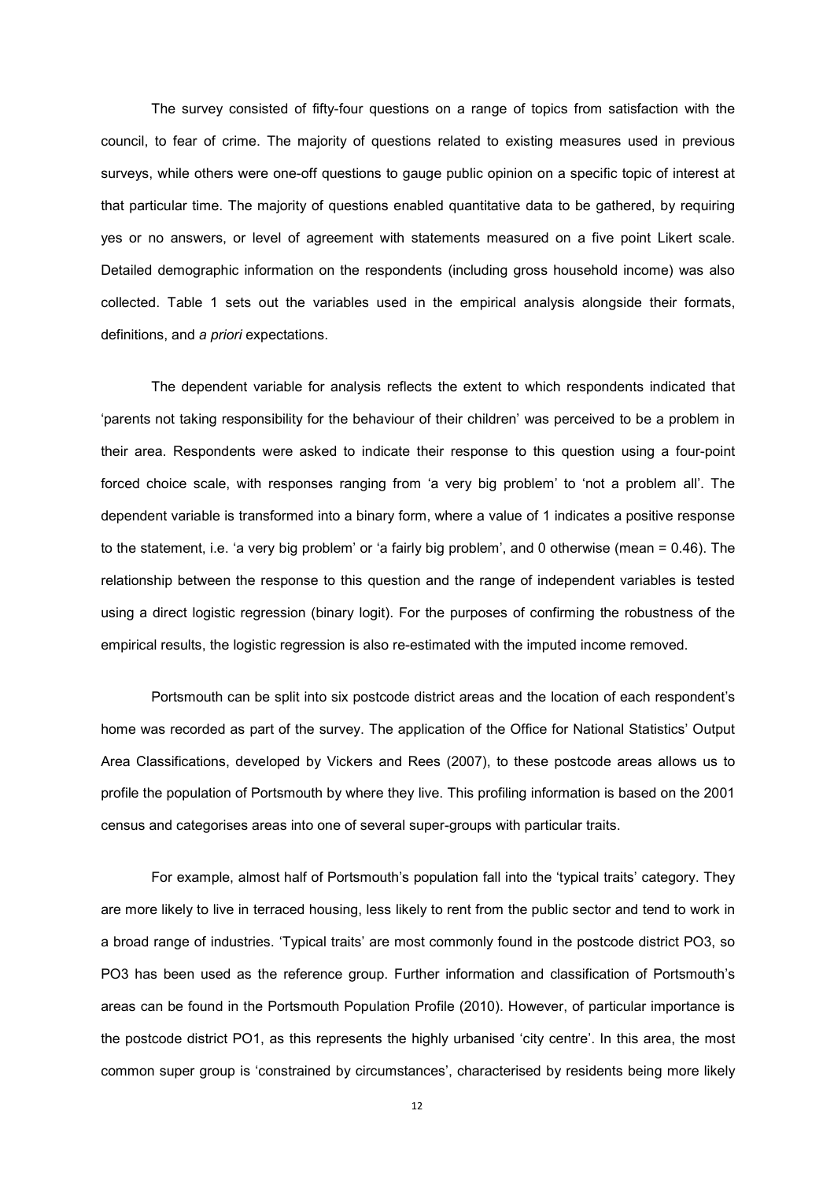The survey consisted of fifty-four questions on a range of topics from satisfaction with the council, to fear of crime. The majority of questions related to existing measures used in previous surveys, while others were one-off questions to gauge public opinion on a specific topic of interest at that particular time. The majority of questions enabled quantitative data to be gathered, by requiring yes or no answers, or level of agreement with statements measured on a five point Likert scale. Detailed demographic information on the respondents (including gross household income) was also collected. Table 1 sets out the variables used in the empirical analysis alongside their formats, definitions, and *a priori* expectations.

The dependent variable for analysis reflects the extent to which respondents indicated that 'parents not taking responsibility for the behaviour of their children' was perceived to be a problem in their area. Respondents were asked to indicate their response to this question using a four-point forced choice scale, with responses ranging from 'a very big problem' to 'not a problem all'. The dependent variable is transformed into a binary form, where a value of 1 indicates a positive response to the statement, i.e. 'a very big problem' or 'a fairly big problem', and 0 otherwise (mean = 0.46). The relationship between the response to this question and the range of independent variables is tested using a direct logistic regression (binary logit). For the purposes of confirming the robustness of the empirical results, the logistic regression is also re-estimated with the imputed income removed.

Portsmouth can be split into six postcode district areas and the location of each respondent's home was recorded as part of the survey. The application of the Office for National Statistics' Output Area Classifications, developed by Vickers and Rees (2007), to these postcode areas allows us to profile the population of Portsmouth by where they live. This profiling information is based on the 2001 census and categorises areas into one of several super-groups with particular traits.

For example, almost half of Portsmouth's population fall into the 'typical traits' category. They are more likely to live in terraced housing, less likely to rent from the public sector and tend to work in a broad range of industries. 'Typical traits' are most commonly found in the postcode district PO3, so PO3 has been used as the reference group. Further information and classification of Portsmouth's areas can be found in the Portsmouth Population Profile (2010). However, of particular importance is the postcode district PO1, as this represents the highly urbanised 'city centre'. In this area, the most common super group is 'constrained by circumstances', characterised by residents being more likely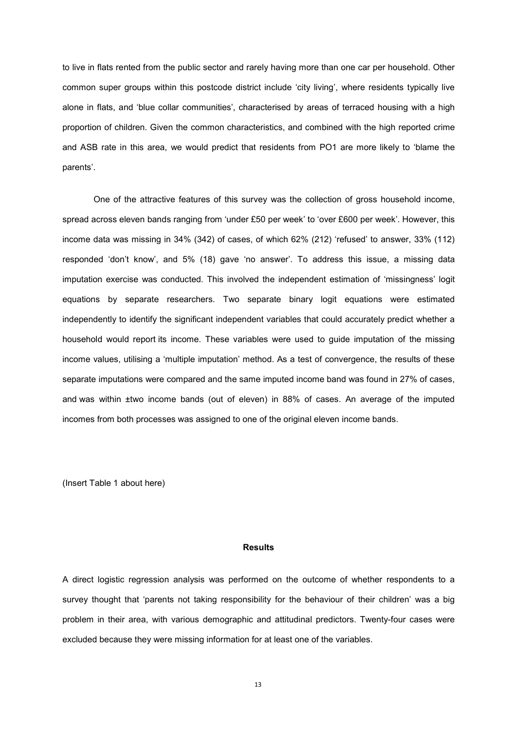to live in flats rented from the public sector and rarely having more than one car per household. Other common super groups within this postcode district include 'city living', where residents typically live alone in flats, and 'blue collar communities', characterised by areas of terraced housing with a high proportion of children. Given the common characteristics, and combined with the high reported crime and ASB rate in this area, we would predict that residents from PO1 are more likely to 'blame the parents'.

One of the attractive features of this survey was the collection of gross household income, spread across eleven bands ranging from 'under £50 per week' to 'over £600 per week'. However, this income data was missing in 34% (342) of cases, of which 62% (212) 'refused' to answer, 33% (112) responded 'don't know', and 5% (18) gave 'no answer'. To address this issue, a missing data imputation exercise was conducted. This involved the independent estimation of 'missingness' logit equations by separate researchers. Two separate binary logit equations were estimated independently to identify the significant independent variables that could accurately predict whether a household would report its income. These variables were used to guide imputation of the missing income values, utilising a 'multiple imputation' method. As a test of convergence, the results of these separate imputations were compared and the same imputed income band was found in 27% of cases, and was within ±two income bands (out of eleven) in 88% of cases. An average of the imputed incomes from both processes was assigned to one of the original eleven income bands.

(Insert Table 1 about here)

## Results

A direct logistic regression analysis was performed on the outcome of whether respondents to a survey thought that 'parents not taking responsibility for the behaviour of their children' was a big problem in their area, with various demographic and attitudinal predictors. Twenty-four cases were excluded because they were missing information for at least one of the variables.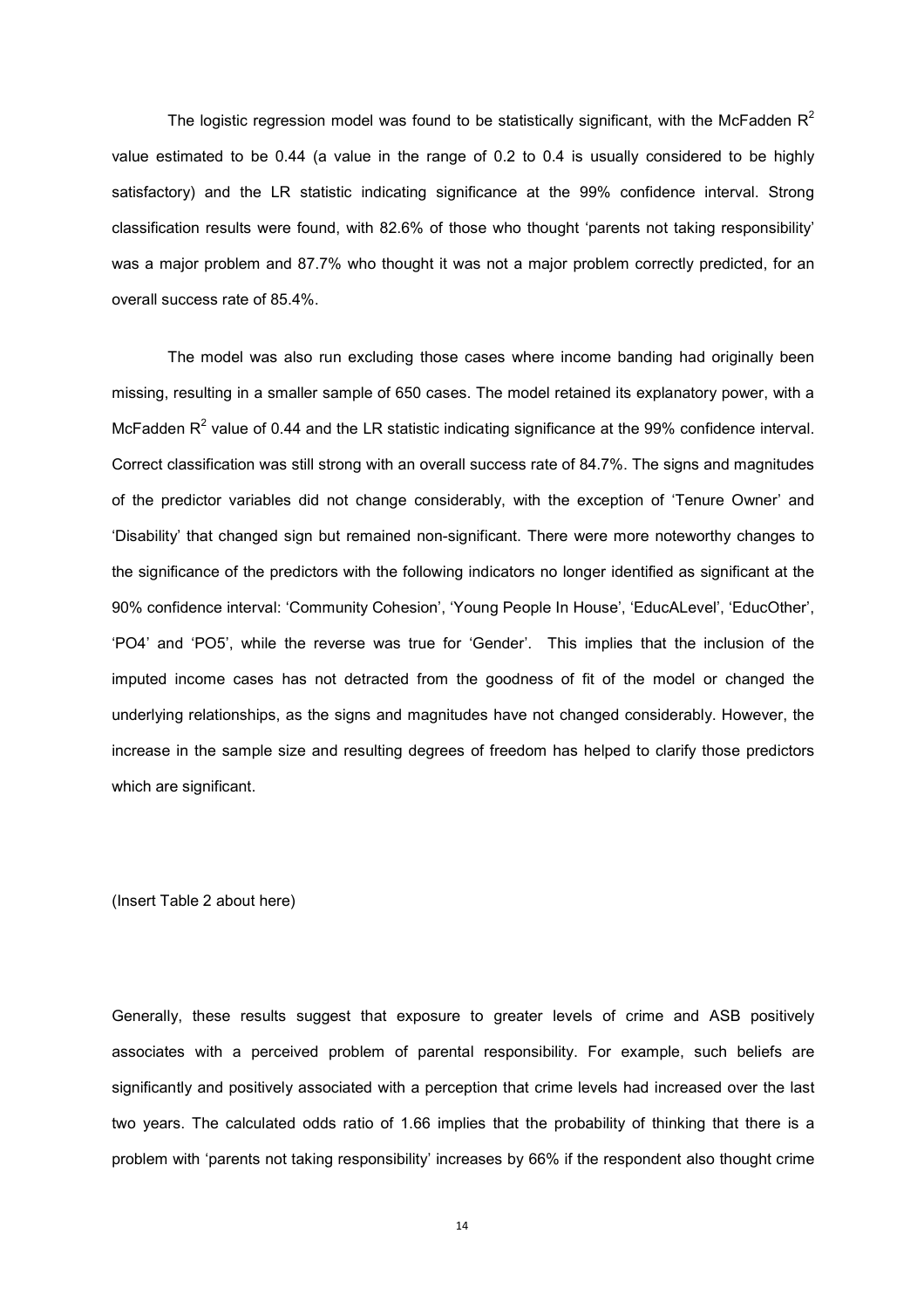The logistic regression model was found to be statistically significant, with the McFadden $R^2$ value estimated to be 0.44 (a value in the range of 0.2 to 0.4 is usually considered to be highly satisfactory) and the LR statistic indicating significance at the 99% confidence interval. Strong classification results were found, with 82.6% of those who thought 'parents not taking responsibility' was a major problem and 87.7% who thought it was not a major problem correctly predicted, for an overall success rate of 85.4%.

The model was also run excluding those cases where income banding had originally been missing, resulting in a smaller sample of 650 cases. The model retained its explanatory power, with a McFadden $R^2$ value of 0.44 and the LR statistic indicating significance at the 99% confidence interval. Correct classification was still strong with an overall success rate of 84.7%. The signs and magnitudes of the predictor variables did not change considerably, with the exception of 'Tenure Owner' and 'Disability' that changed sign but remained non-significant. There were more noteworthy changes to the significance of the predictors with the following indicators no longer identified as significant at the 90% confidence interval: 'Community Cohesion', 'Young People In House', 'EducALevel', 'EducOther', 'PO4' and 'PO5', while the reverse was true for 'Gender'. This implies that the inclusion of the imputed income cases has not detracted from the goodness of fit of the model or changed the underlying relationships, as the signs and magnitudes have not changed considerably. However, the increase in the sample size and resulting degrees of freedom has helped to clarify those predictors which are significant.

(Insert Table 2 about here)

Generally, these results suggest that exposure to greater levels of crime and ASB positively associates with a perceived problem of parental responsibility. For example, such beliefs are significantly and positively associated with a perception that crime levels had increased over the last two years. The calculated odds ratio of 1.66 implies that the probability of thinking that there is a problem with 'parents not taking responsibility' increases by 66% if the respondent also thought crime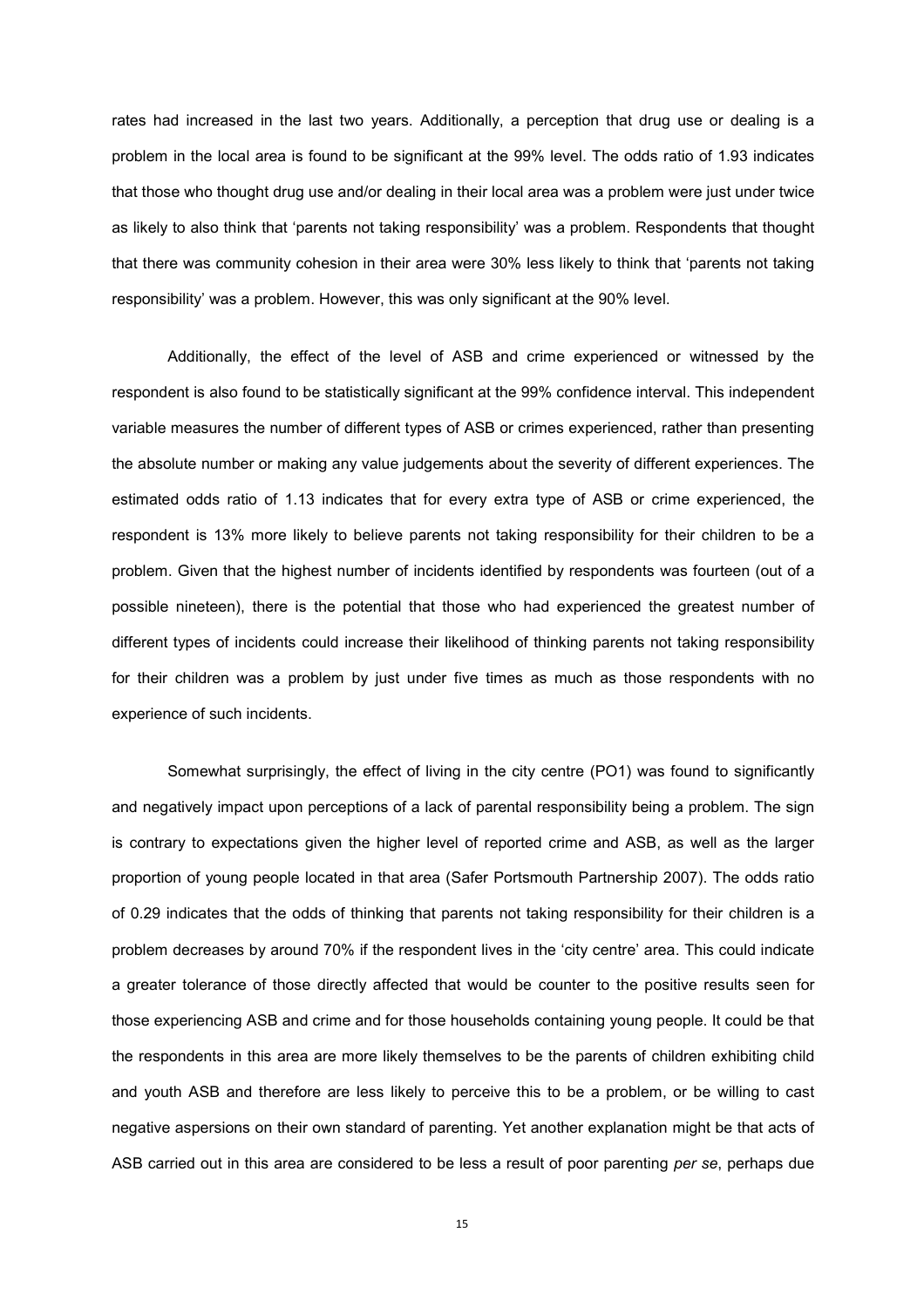rates had increased in the last two years. Additionally, a perception that drug use or dealing is a problem in the local area is found to be significant at the 99% level. The odds ratio of 1.93 indicates that those who thought drug use and/or dealing in their local area was a problem were just under twice as likely to also think that 'parents not taking responsibility' was a problem. Respondents that thought that there was community cohesion in their area were 30% less likely to think that 'parents not taking responsibility' was a problem. However, this was only significant at the 90% level.

Additionally, the effect of the level of ASB and crime experienced or witnessed by the respondent is also found to be statistically significant at the 99% confidence interval. This independent variable measures the number of different types of ASB or crimes experienced, rather than presenting the absolute number or making any value judgements about the severity of different experiences. The estimated odds ratio of 1.13 indicates that for every extra type of ASB or crime experienced, the respondent is 13% more likely to believe parents not taking responsibility for their children to be a problem. Given that the highest number of incidents identified by respondents was fourteen (out of a possible nineteen), there is the potential that those who had experienced the greatest number of different types of incidents could increase their likelihood of thinking parents not taking responsibility for their children was a problem by just under five times as much as those respondents with no experience of such incidents.

Somewhat surprisingly, the effect of living in the city centre (PO1) was found to significantly and negatively impact upon perceptions of a lack of parental responsibility being a problem. The sign is contrary to expectations given the higher level of reported crime and ASB, as well as the larger proportion of young people located in that area (Safer Portsmouth Partnership 2007). The odds ratio of 0.29 indicates that the odds of thinking that parents not taking responsibility for their children is a problem decreases by around 70% if the respondent lives in the 'city centre' area. This could indicate a greater tolerance of those directly affected that would be counter to the positive results seen for those experiencing ASB and crime and for those households containing young people. It could be that the respondents in this area are more likely themselves to be the parents of children exhibiting child and youth ASB and therefore are less likely to perceive this to be a problem, or be willing to cast negative aspersions on their own standard of parenting. Yet another explanation might be that acts of ASB carried out in this area are considered to be less a result of poor parenting *per se*, perhaps due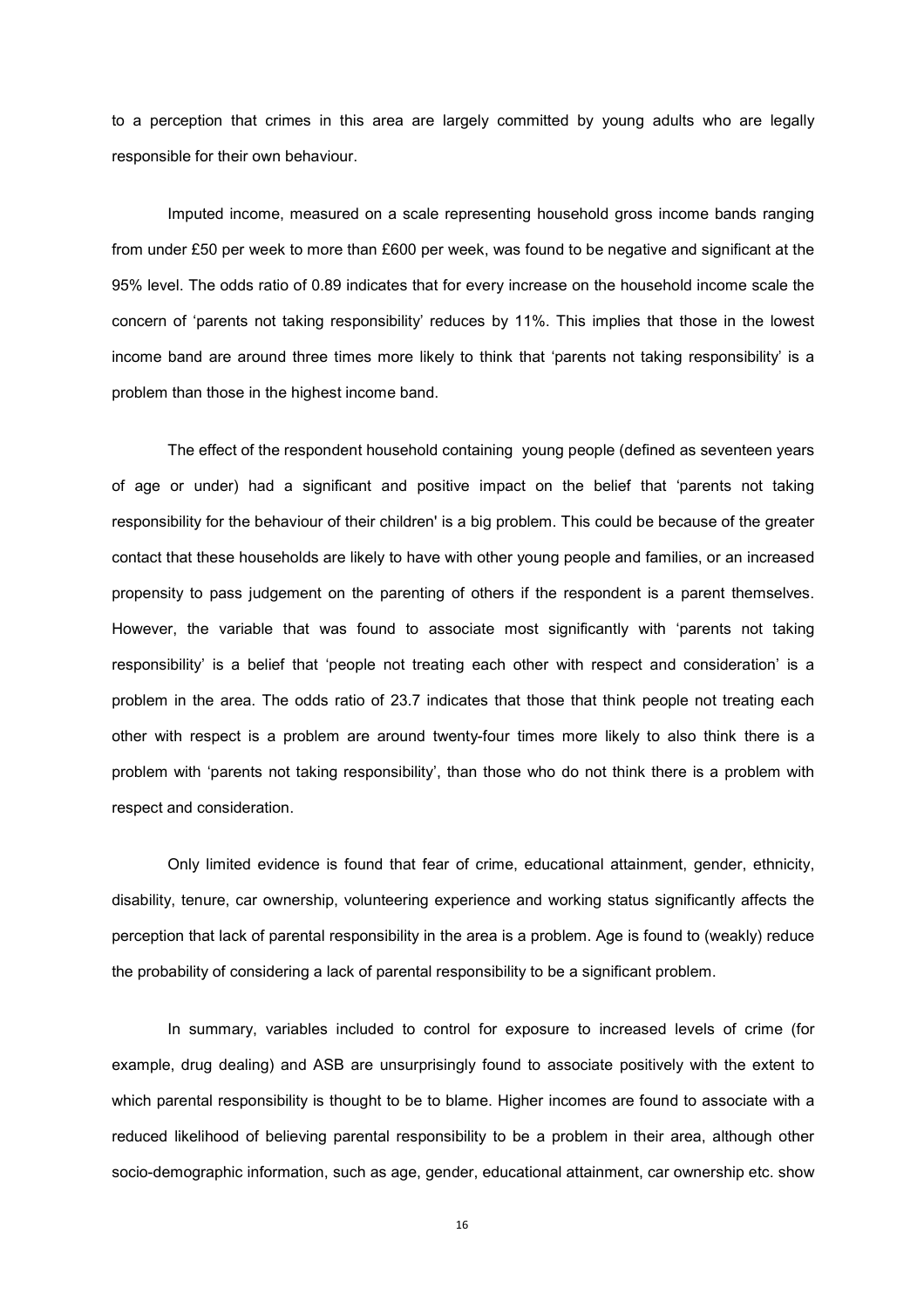to a perception that crimes in this area are largely committed by young adults who are legally responsible for their own behaviour.

Imputed income, measured on a scale representing household gross income bands ranging from under £50 per week to more than £600 per week, was found to be negative and significant at the 95% level. The odds ratio of 0.89 indicates that for every increase on the household income scale the concern of 'parents not taking responsibility' reduces by 11%. This implies that those in the lowest income band are around three times more likely to think that 'parents not taking responsibility' is a problem than those in the highest income band.

The effect of the respondent household containing young people (defined as seventeen years of age or under) had a significant and positive impact on the belief that 'parents not taking responsibility for the behaviour of their children' is a big problem. This could be because of the greater contact that these households are likely to have with other young people and families, or an increased propensity to pass judgement on the parenting of others if the respondent is a parent themselves. However, the variable that was found to associate most significantly with 'parents not taking responsibility' is a belief that 'people not treating each other with respect and consideration' is a problem in the area. The odds ratio of 23.7 indicates that those that think people not treating each other with respect is a problem are around twenty-four times more likely to also think there is a problem with 'parents not taking responsibility', than those who do not think there is a problem with respect and consideration.

Only limited evidence is found that fear of crime, educational attainment, gender, ethnicity, disability, tenure, car ownership, volunteering experience and working status significantly affects the perception that lack of parental responsibility in the area is a problem. Age is found to (weakly) reduce the probability of considering a lack of parental responsibility to be a significant problem.

In summary, variables included to control for exposure to increased levels of crime (for example, drug dealing) and ASB are unsurprisingly found to associate positively with the extent to which parental responsibility is thought to be to blame. Higher incomes are found to associate with a reduced likelihood of believing parental responsibility to be a problem in their area, although other socio-demographic information, such as age, gender, educational attainment, car ownership etc. show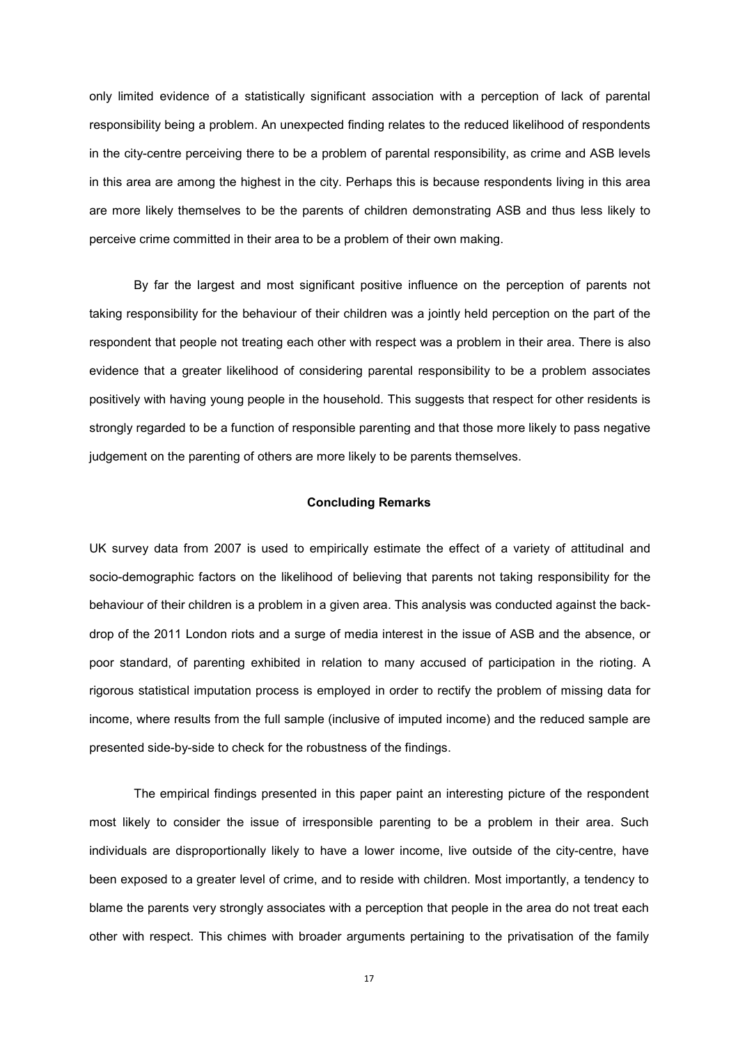only limited evidence of a statistically significant association with a perception of lack of parental responsibility being a problem. An unexpected finding relates to the reduced likelihood of respondents in the city-centre perceiving there to be a problem of parental responsibility, as crime and ASB levels in this area are among the highest in the city. Perhaps this is because respondents living in this area are more likely themselves to be the parents of children demonstrating ASB and thus less likely to perceive crime committed in their area to be a problem of their own making.

By far the largest and most significant positive influence on the perception of parents not taking responsibility for the behaviour of their children was a jointly held perception on the part of the respondent that people not treating each other with respect was a problem in their area. There is also evidence that a greater likelihood of considering parental responsibility to be a problem associates positively with having young people in the household. This suggests that respect for other residents is strongly regarded to be a function of responsible parenting and that those more likely to pass negative judgement on the parenting of others are more likely to be parents themselves.

## Concluding Remarks

UK survey data from 2007 is used to empirically estimate the effect of a variety of attitudinal and socio-demographic factors on the likelihood of believing that parents not taking responsibility for the behaviour of their children is a problem in a given area. This analysis was conducted against the back-drop of the 2011 London riots and a surge of media interest in the issue of ASB and the absence, or poor standard, of parenting exhibited in relation to many accused of participation in the rioting. A rigorous statistical imputation process is employed in order to rectify the problem of missing data for income, where results from the full sample (inclusive of imputed income) and the reduced sample are presented side-by-side to check for the robustness of the findings.

The empirical findings presented in this paper paint an interesting picture of the respondent most likely to consider the issue of irresponsible parenting to be a problem in their area. Such individuals are disproportionally likely to have a lower income, live outside of the city-centre, have been exposed to a greater level of crime, and to reside with children. Most importantly, a tendency to blame the parents very strongly associates with a perception that people in the area do not treat each other with respect. This chimes with broader arguments pertaining to the privatisation of the family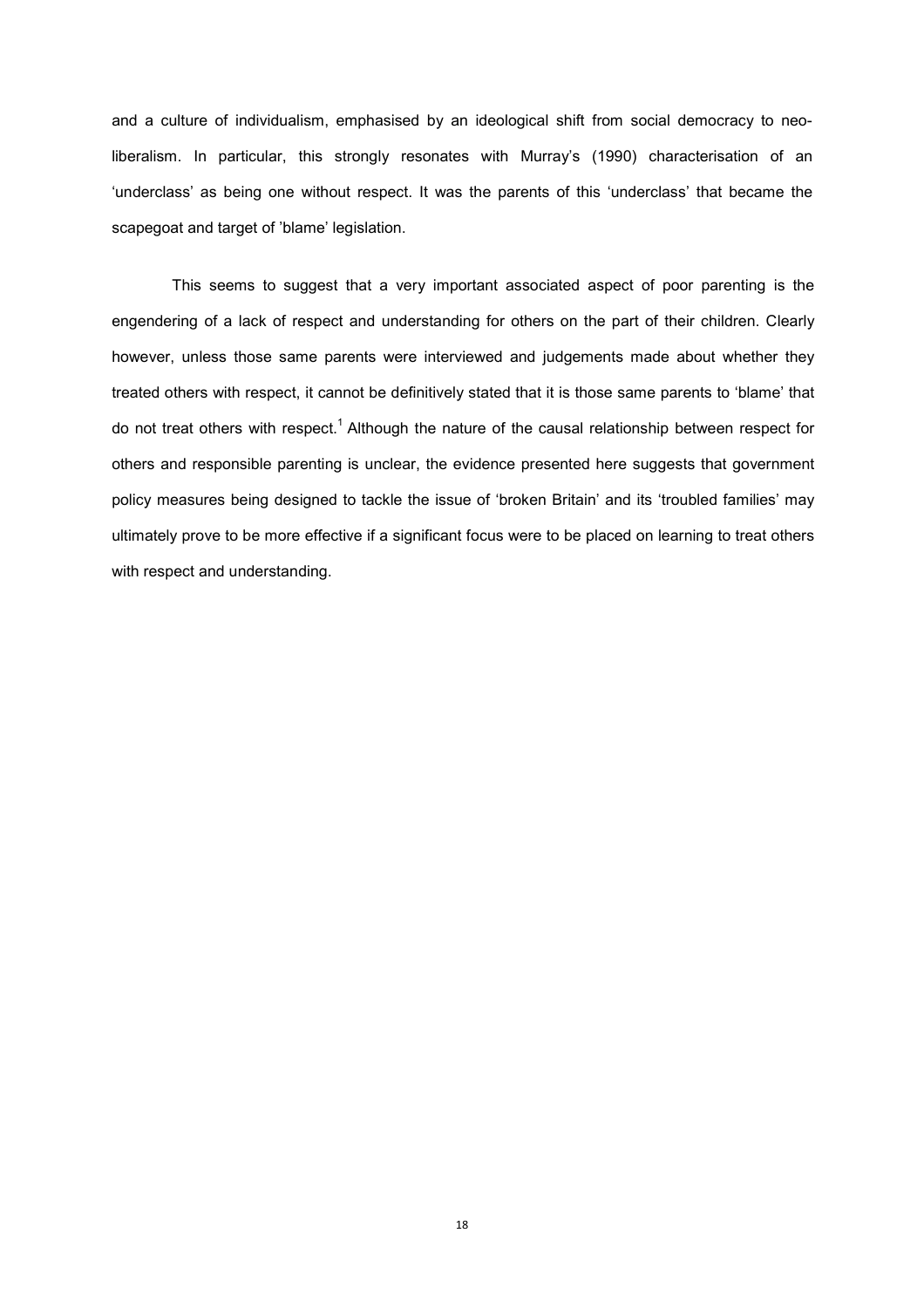and a culture of individualism, emphasised by an ideological shift from social democracy to neo-liberalism. In particular, this strongly resonates with Murray's (1990) characterisation of an 'underclass' as being one without respect. It was the parents of this 'underclass' that became the scapegoat and target of 'blame' legislation.

This seems to suggest that a very important associated aspect of poor parenting is the engendering of a lack of respect and understanding for others on the part of their children. Clearly however, unless those same parents were interviewed and judgements made about whether they treated others with respect, it cannot be definitively stated that it is those same parents to 'blame' that do not treat others with respect.[1] Although the nature of the causal relationship between respect for others and responsible parenting is unclear, the evidence presented here suggests that government policy measures being designed to tackle the issue of 'broken Britain' and its 'troubled families' may ultimately prove to be more effective if a significant focus were to be placed on learning to treat others with respect and understanding.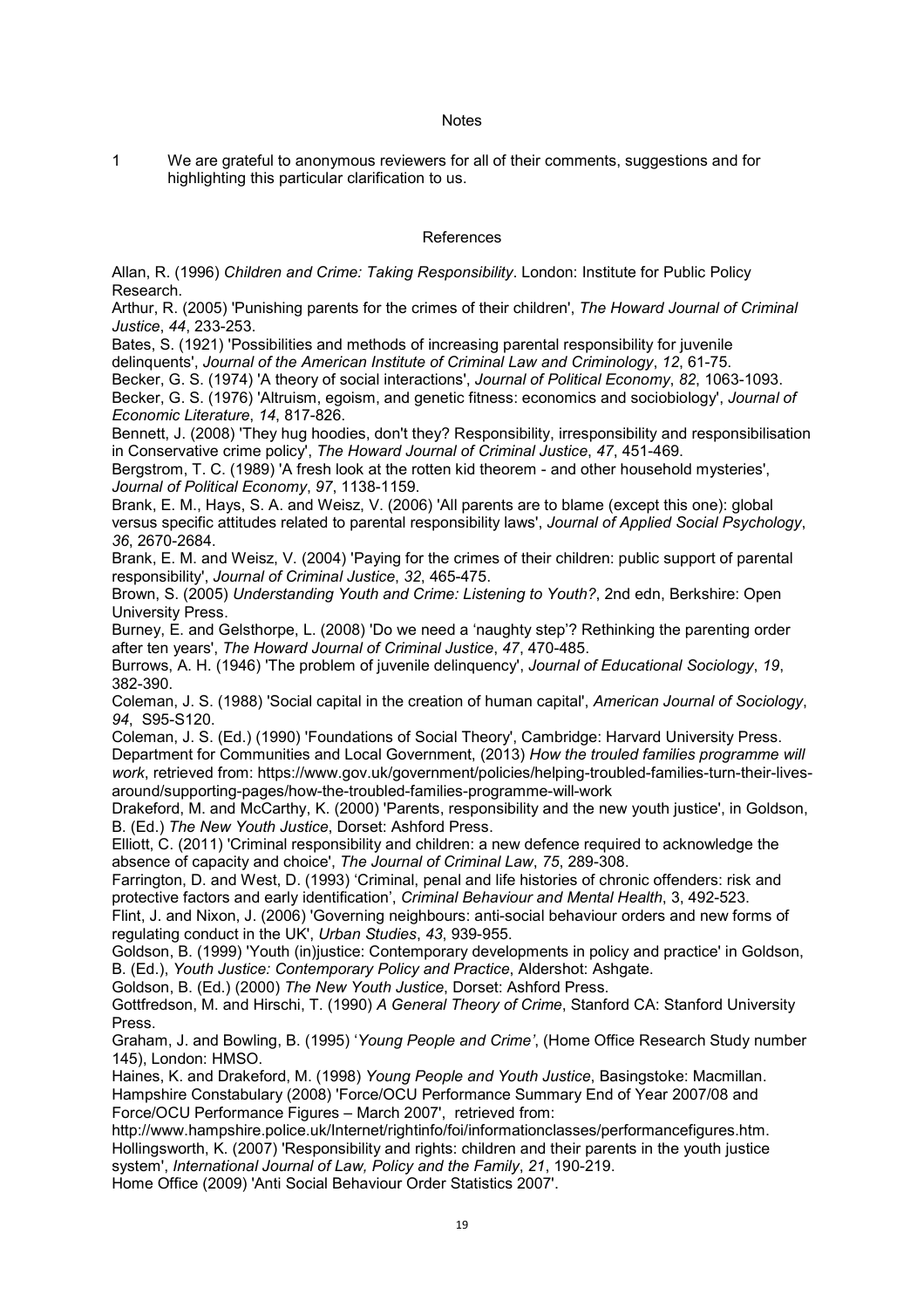## Notes

1 We are grateful to anonymous reviewers for all of their comments, suggestions and for highlighting this particular clarification to us.

## References

Allan, R. (1996) *Children and Crime: Taking Responsibility*. London: Institute for Public Policy Research.

Arthur, R. (2005) 'Punishing parents for the crimes of their children', *The Howard Journal of Criminal Justice*, *44*, 233-253.

Bates, S. (1921) 'Possibilities and methods of increasing parental responsibility for juvenile delinquents', *Journal of the American Institute of Criminal Law and Criminology*, *12*, 61-75.

Becker, G. S. (1974) 'A theory of social interactions', *Journal of Political Economy*, *82*, 1063-1093.

Becker, G. S. (1976) 'Altruism, egoism, and genetic fitness: economics and sociobiology', *Journal of Economic Literature*, *14*, 817-826.

Bennett, J. (2008) 'They hug hoodies, don't they? Responsibility, irresponsibility and responsibilisation in Conservative crime policy', *The Howard Journal of Criminal Justice*, *47*, 451-469.

Bergstrom, T. C. (1989) 'A fresh look at the rotten kid theorem - and other household mysteries', *Journal of Political Economy*, *97*, 1138-1159.

Brank, E. M., Hays, S. A. and Weisz, V. (2006) 'All parents are to blame (except this one): global versus specific attitudes related to parental responsibility laws', *Journal of Applied Social Psychology*, *36*, 2670-2684.

Brank, E. M. and Weisz, V. (2004) 'Paying for the crimes of their children: public support of parental responsibility', *Journal of Criminal Justice*, *32*, 465-475.

Brown, S. (2005) *Understanding Youth and Crime: Listening to Youth?*, 2nd edn, Berkshire: Open University Press.

Burney, E. and Gelsthorpe, L. (2008) 'Do we need a 'naughty step'? Rethinking the parenting order after ten years', *The Howard Journal of Criminal Justice*, *47*, 470-485.

Burrows, A. H. (1946) 'The problem of juvenile delinquency', *Journal of Educational Sociology*, *19*, 382-390.

Coleman, J. S. (1988) 'Social capital in the creation of human capital', *American Journal of Sociology*, *94*, S95-S120.

Coleman, J. S. (Ed.) (1990) 'Foundations of Social Theory', Cambridge: Harvard University Press.

Department for Communities and Local Government, (2013) *How the trouled families programme will work*, retrieved from: https://www.gov.uk/government/policies/helping-troubled-families-turn-their-lives-around/supporting-pages/how-the-troubled-families-programme-will-work

Drakeford, M. and McCarthy, K. (2000) 'Parents, responsibility and the new youth justice', in Goldson, B. (Ed.) *The New Youth Justice*, Dorset: Ashford Press.

Elliott, C. (2011) 'Criminal responsibility and children: a new defence required to acknowledge the absence of capacity and choice', *The Journal of Criminal Law*, *75*, 289-308.

Farrington, D. and West, D. (1993) 'Criminal, penal and life histories of chronic offenders: risk and protective factors and early identification', *Criminal Behaviour and Mental Health*, 3, 492-523.

Flint, J. and Nixon, J. (2006) 'Governing neighbours: anti-social behaviour orders and new forms of regulating conduct in the UK', *Urban Studies*, *43*, 939-955.

Goldson, B. (1999) 'Youth (in)justice: Contemporary developments in policy and practice' in Goldson, B. (Ed.), *Youth Justice: Contemporary Policy and Practice*, Aldershot: Ashgate.

Goldson, B. (Ed.) (2000) *The New Youth Justice*, Dorset: Ashford Press.

Gottfredson, M. and Hirschi, T. (1990) *A General Theory of Crime*, Stanford CA: Stanford University Press.

Graham, J. and Bowling, B. (1995) '*Young People and Crime'*, (Home Office Research Study number 145), London: HMSO.

Haines, K. and Drakeford, M. (1998) *Young People and Youth Justice*, Basingstoke: Macmillan.

Hampshire Constabulary (2008) 'Force/OCU Performance Summary End of Year 2007/08 and Force/OCU Performance Figures – March 2007', retrieved from: http://www.hampshire.police.uk/Internet/rightinfo/foi/informationclasses/performancefigures.htm.

Hollingsworth, K. (2007) 'Responsibility and rights: children and their parents in the youth justice system', *International Journal of Law, Policy and the Family*, *21*, 190-219.

Home Office (2009) 'Anti Social Behaviour Order Statistics 2007'.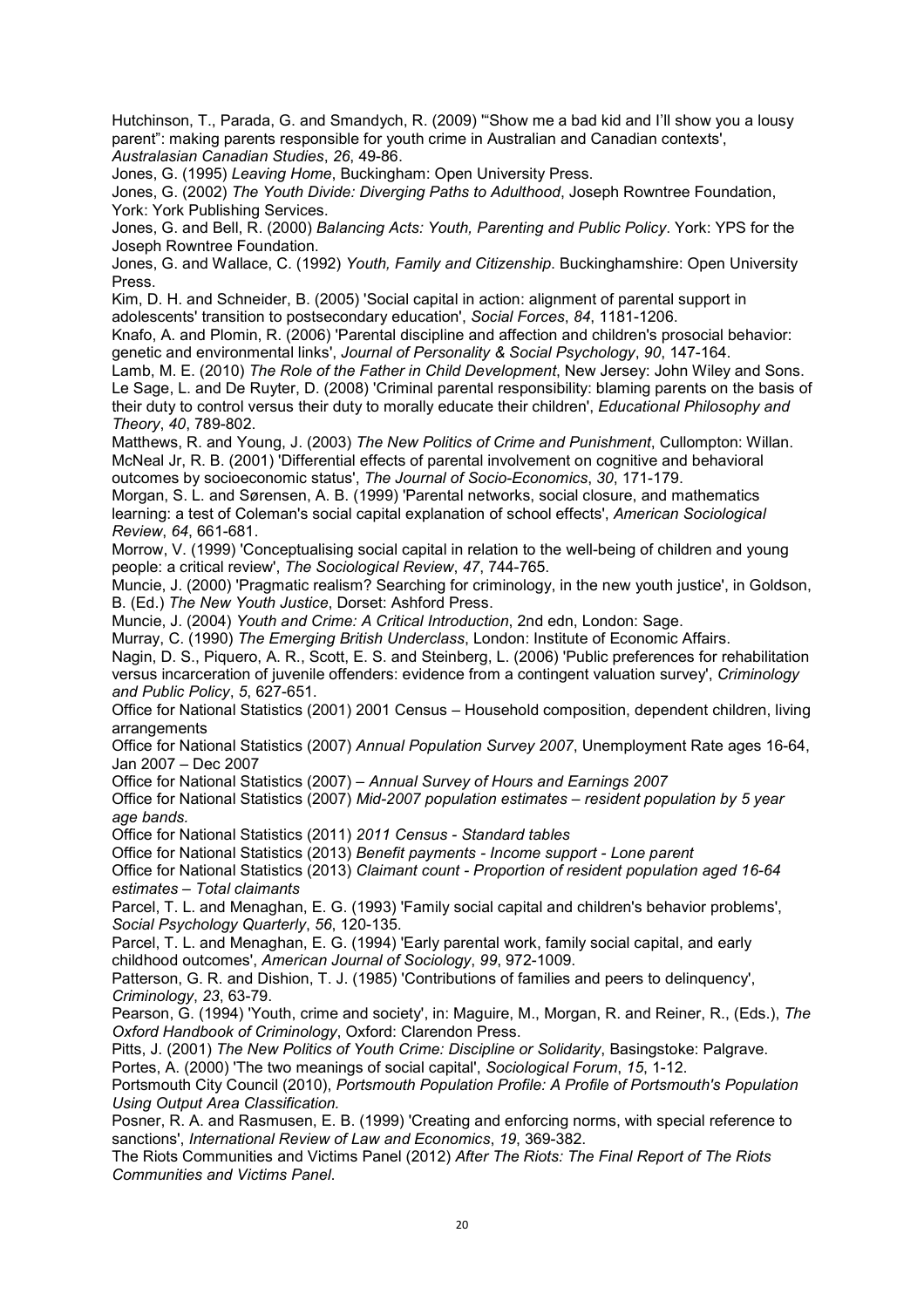Hutchinson, T., Parada, G. and Smandych, R. (2009) '"Show me a bad kid and I'll show you a lousy parent": making parents responsible for youth crime in Australian and Canadian contexts', *Australasian Canadian Studies*, *26*, 49-86.

Jones, G. (1995) *Leaving Home*, Buckingham: Open University Press.

Jones, G. (2002) *The Youth Divide: Diverging Paths to Adulthood*, Joseph Rowntree Foundation, York: York Publishing Services.

Jones, G. and Bell, R. (2000) *Balancing Acts: Youth, Parenting and Public Policy*. York: YPS for the Joseph Rowntree Foundation.

Jones, G. and Wallace, C. (1992) *Youth, Family and Citizenship*. Buckinghamshire: Open University Press.

Kim, D. H. and Schneider, B. (2005) 'Social capital in action: alignment of parental support in adolescents' transition to postsecondary education', *Social Forces*, *84*, 1181-1206.

Knafo, A. and Plomin, R. (2006) 'Parental discipline and affection and children's prosocial behavior: genetic and environmental links', *Journal of Personality & Social Psychology*, *90*, 147-164.

Lamb, M. E. (2010) *The Role of the Father in Child Development*, New Jersey: John Wiley and Sons.

Le Sage, L. and De Ruyter, D. (2008) 'Criminal parental responsibility: blaming parents on the basis of their duty to control versus their duty to morally educate their children', *Educational Philosophy and Theory*, *40*, 789-802.

Matthews, R. and Young, J. (2003) *The New Politics of Crime and Punishment*, Cullompton: Willan.

McNeal Jr, R. B. (2001) 'Differential effects of parental involvement on cognitive and behavioral outcomes by socioeconomic status', *The Journal of Socio-Economics*, *30*, 171-179.

Morgan, S. L. and Sørensen, A. B. (1999) 'Parental networks, social closure, and mathematics learning: a test of Coleman's social capital explanation of school effects', *American Sociological Review*, *64*, 661-681.

Morrow, V. (1999) 'Conceptualising social capital in relation to the well-being of children and young people: a critical review', *The Sociological Review*, *47*, 744-765.

Muncie, J. (2000) 'Pragmatic realism? Searching for criminology, in the new youth justice', in Goldson, B. (Ed.) *The New Youth Justice*, Dorset: Ashford Press.

Muncie, J. (2004) *Youth and Crime: A Critical Introduction*, 2nd edn, London: Sage.

Murray, C. (1990) *The Emerging British Underclass*, London: Institute of Economic Affairs.

Nagin, D. S., Piquero, A. R., Scott, E. S. and Steinberg, L. (2006) 'Public preferences for rehabilitation versus incarceration of juvenile offenders: evidence from a contingent valuation survey', *Criminology and Public Policy*, *5*, 627-651.

Office for National Statistics (2001) 2001 Census – Household composition, dependent children, living arrangements

Office for National Statistics (2007) *Annual Population Survey 2007*, Unemployment Rate ages 16-64, Jan 2007 – Dec 2007

Office for National Statistics (2007) – *Annual Survey of Hours and Earnings 2007*

Office for National Statistics (2007) *Mid-2007 population estimates – resident population by 5 year age bands.*

Office for National Statistics (2011) *2011 Census - Standard tables*

Office for National Statistics (2013) *Benefit payments - Income support - Lone parent*

Office for National Statistics (2013) *Claimant count - Proportion of resident population aged 16-64 estimates – Total claimants*

Parcel, T. L. and Menaghan, E. G. (1993) 'Family social capital and children's behavior problems', *Social Psychology Quarterly*, *56*, 120-135.

Parcel, T. L. and Menaghan, E. G. (1994) 'Early parental work, family social capital, and early childhood outcomes', *American Journal of Sociology*, *99*, 972-1009.

Patterson, G. R. and Dishion, T. J. (1985) 'Contributions of families and peers to delinquency', *Criminology*, *23*, 63-79.

Pearson, G. (1994) 'Youth, crime and society', in: Maguire, M., Morgan, R. and Reiner, R., (Eds.), *The Oxford Handbook of Criminology*, Oxford: Clarendon Press.

Pitts, J. (2001) *The New Politics of Youth Crime: Discipline or Solidarity*, Basingstoke: Palgrave.

Portes, A. (2000) 'The two meanings of social capital', *Sociological Forum*, *15*, 1-12.

Portsmouth City Council (2010), *Portsmouth Population Profile: A Profile of Portsmouth's Population Using Output Area Classification.*

Posner, R. A. and Rasmusen, E. B. (1999) 'Creating and enforcing norms, with special reference to sanctions', *International Review of Law and Economics*, *19*, 369-382.

The Riots Communities and Victims Panel (2012) *After The Riots: The Final Report of The Riots Communities and Victims Panel*.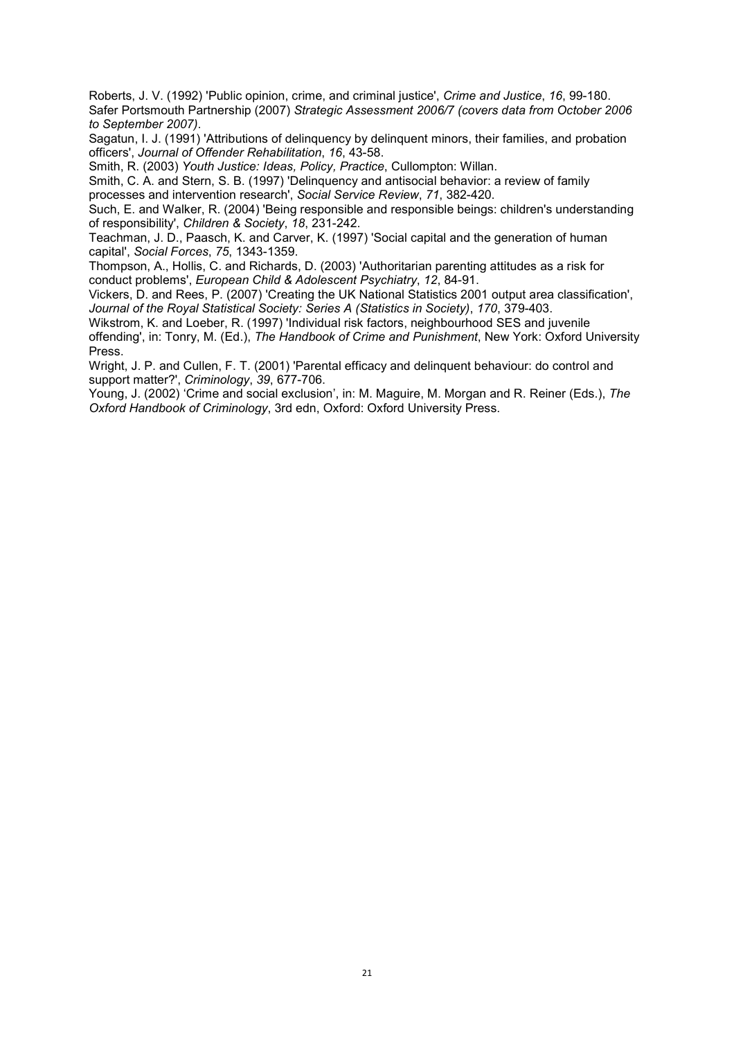Roberts, J. V. (1992) 'Public opinion, crime, and criminal justice', *Crime and Justice*, *16*, 99-180.
Safer Portsmouth Partnership (2007) *Strategic Assessment 2006/7 (covers data from October 2006 to September 2007)*.

Sagatun, I. J. (1991) 'Attributions of delinquency by delinquent minors, their families, and probation officers', *Journal of Offender Rehabilitation*, *16*, 43-58.

Smith, R. (2003) *Youth Justice: Ideas, Policy, Practice*, Cullompton: Willan.

Smith, C. A. and Stern, S. B. (1997) 'Delinquency and antisocial behavior: a review of family processes and intervention research', *Social Service Review*, *71*, 382-420.

Such, E. and Walker, R. (2004) 'Being responsible and responsible beings: children's understanding of responsibility', *Children & Society*, *18*, 231-242.

Teachman, J. D., Paasch, K. and Carver, K. (1997) 'Social capital and the generation of human capital', *Social Forces*, *75*, 1343-1359.

Thompson, A., Hollis, C. and Richards, D. (2003) 'Authoritarian parenting attitudes as a risk for conduct problems', *European Child & Adolescent Psychiatry*, *12*, 84-91.

Vickers, D. and Rees, P. (2007) 'Creating the UK National Statistics 2001 output area classification', *Journal of the Royal Statistical Society: Series A (Statistics in Society)*, *170*, 379-403.

Wikstrom, K. and Loeber, R. (1997) 'Individual risk factors, neighbourhood SES and juvenile offending', in: Tonry, M. (Ed.), *The Handbook of Crime and Punishment*, New York: Oxford University Press.

Wright, J. P. and Cullen, F. T. (2001) 'Parental efficacy and delinquent behaviour: do control and support matter?', *Criminology*, *39*, 677-706.

Young, J. (2002) 'Crime and social exclusion', in: M. Maguire, M. Morgan and R. Reiner (Eds.), *The Oxford Handbook of Criminology*, 3rd edn, Oxford: Oxford University Press.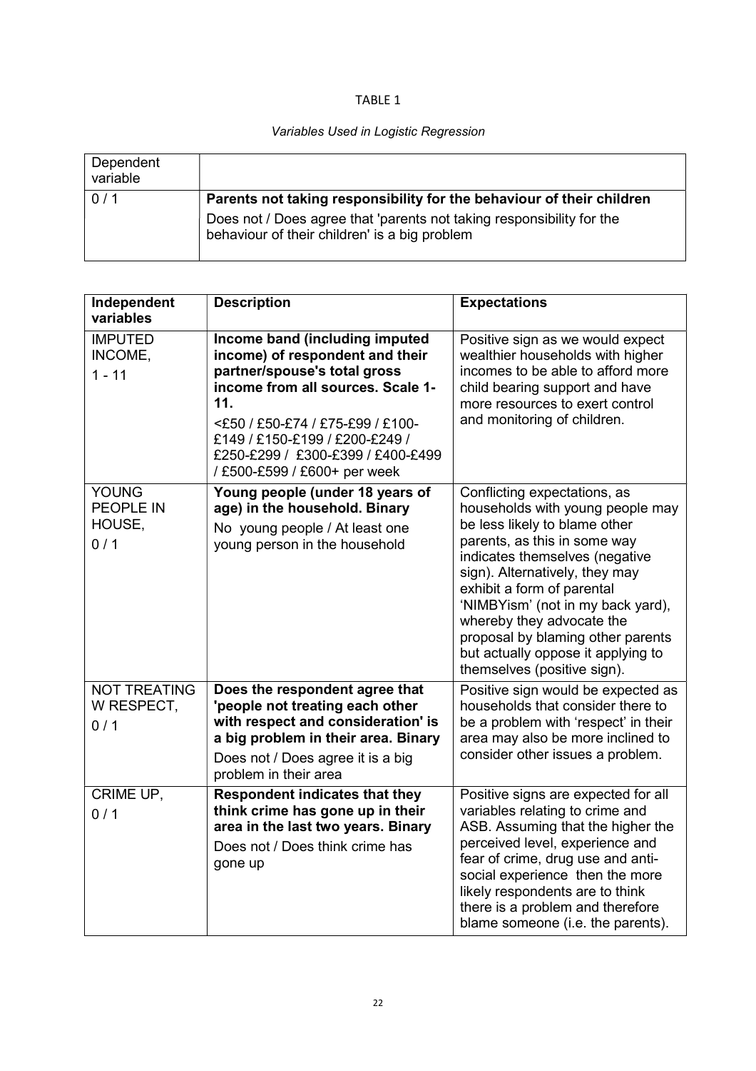TABLE 1

*Variables Used in Logistic Regression*

| Dependent variable | |
|---|---|
| 0 / 1 | **Parents not taking responsibility for the behaviour of their children**<br>Does not / Does agree that 'parents not taking responsibility for the behaviour of their children' is a big problem |

| Independent variables | Description | Expectations |
|---|---|---|
| IMPUTED INCOME,<br>1 - 11 | **Income band (including imputed income) of respondent and their partner/spouse's total gross income from all sources. Scale 1-11.**<br><£50 / £50-£74 / £75-£99 / £100-£149 / £150-£199 / £200-£249 / £250-£299 / £300-£399 / £400-£499 / £500-£599 / £600+ per week | Positive sign as we would expect wealthier households with higher incomes to be able to afford more child bearing support and have more resources to exert control and monitoring of children. |
| YOUNG PEOPLE IN HOUSE,<br>0 / 1 | **Young people (under 18 years of age) in the household. Binary**<br>No young people / At least one young person in the household | Conflicting expectations, as households with young people may be less likely to blame other parents, as this in some way indicates themselves (negative sign). Alternatively, they may exhibit a form of parental 'NIMBYism' (not in my back yard), whereby they advocate the proposal by blaming other parents but actually oppose it applying to themselves (positive sign). |
| NOT TREATING W RESPECT,<br>0 / 1 | **Does the respondent agree that 'people not treating each other with respect and consideration' is a big problem in their area. Binary**<br>Does not / Does agree it is a big problem in their area | Positive sign would be expected as households that consider there to be a problem with 'respect' in their area may also be more inclined to consider other issues a problem. |
| CRIME UP,<br>0 / 1 | **Respondent indicates that they think crime has gone up in their area in the last two years. Binary**<br>Does not / Does think crime has gone up | Positive signs are expected for all variables relating to crime and ASB. Assuming that the higher the perceived level, experience and fear of crime, drug use and anti-social experience then the more likely respondents are to think there is a problem and therefore blame someone (i.e. the parents). |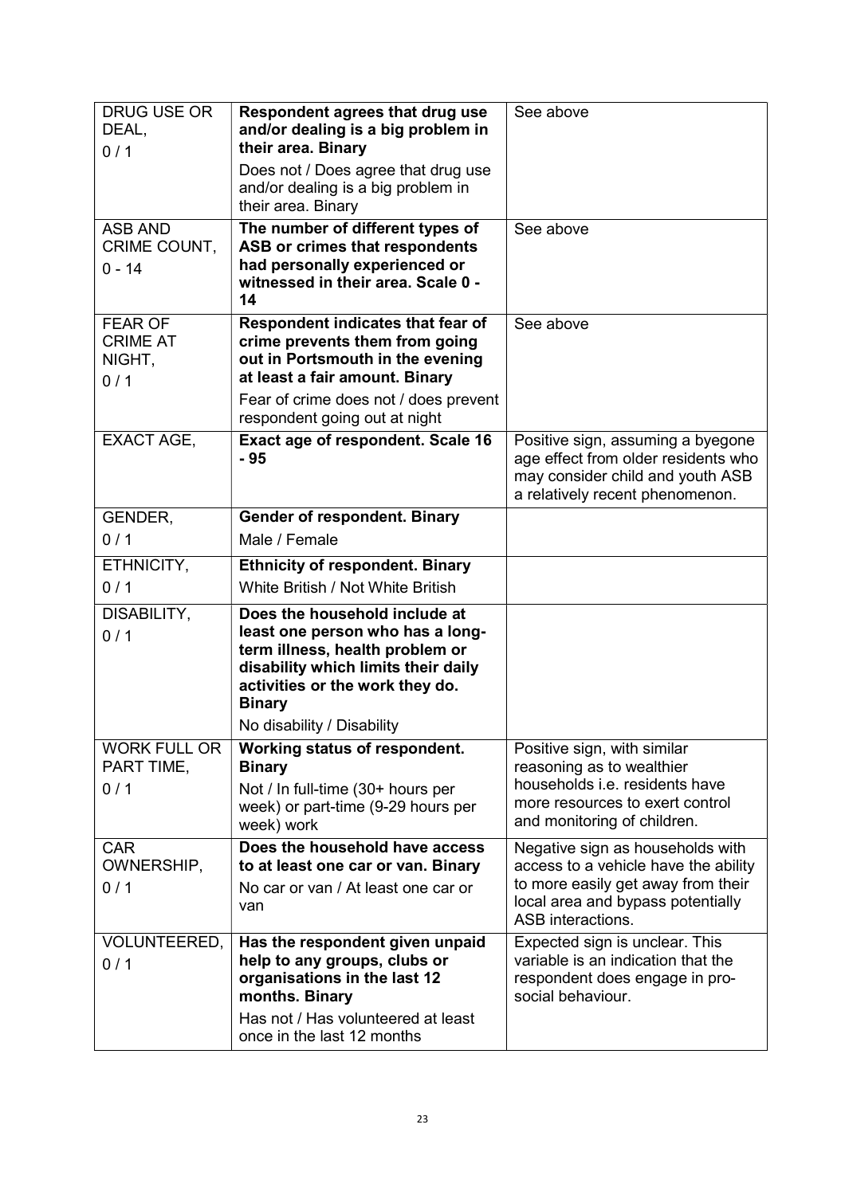| DRUG USE OR DEAL, 0 / 1 | **Respondent agrees that drug use and/or dealing is a big problem in their area. Binary** Does not / Does agree that drug use and/or dealing is a big problem in their area. Binary | See above |
|---|---|---|
| ASB AND CRIME COUNT, 0 - 14 | **The number of different types of ASB or crimes that respondents had personally experienced or witnessed in their area. Scale 0 - 14** | See above |
| FEAR OF CRIME AT NIGHT, 0 / 1 | **Respondent indicates that fear of crime prevents them from going out in Portsmouth in the evening at least a fair amount. Binary** Fear of crime does not / does prevent respondent going out at night | See above |
| EXACT AGE, | **Exact age of respondent. Scale 16 - 95** | Positive sign, assuming a byegone age effect from older residents who may consider child and youth ASB a relatively recent phenomenon. |
| GENDER, 0 / 1 | **Gender of respondent. Binary** Male / Female | |
| ETHNICITY, 0 / 1 | **Ethnicity of respondent. Binary** White British / Not White British | |
| DISABILITY, 0 / 1 | **Does the household include at least one person who has a long-term illness, health problem or disability which limits their daily activities or the work they do. Binary** No disability / Disability | |
| WORK FULL OR PART TIME, 0 / 1 | **Working status of respondent. Binary** Not / In full-time (30+ hours per week) or part-time (9-29 hours per week) work | Positive sign, with similar reasoning as to wealthier households i.e. residents have more resources to exert control and monitoring of children. |
| CAR OWNERSHIP, 0 / 1 | **Does the household have access to at least one car or van. Binary** No car or van / At least one car or van | Negative sign as households with access to a vehicle have the ability to more easily get away from their local area and bypass potentially ASB interactions. |
| VOLUNTEERED, 0 / 1 | **Has the respondent given unpaid help to any groups, clubs or organisations in the last 12 months. Binary** Has not / Has volunteered at least once in the last 12 months | Expected sign is unclear. This variable is an indication that the respondent does engage in pro-social behaviour. |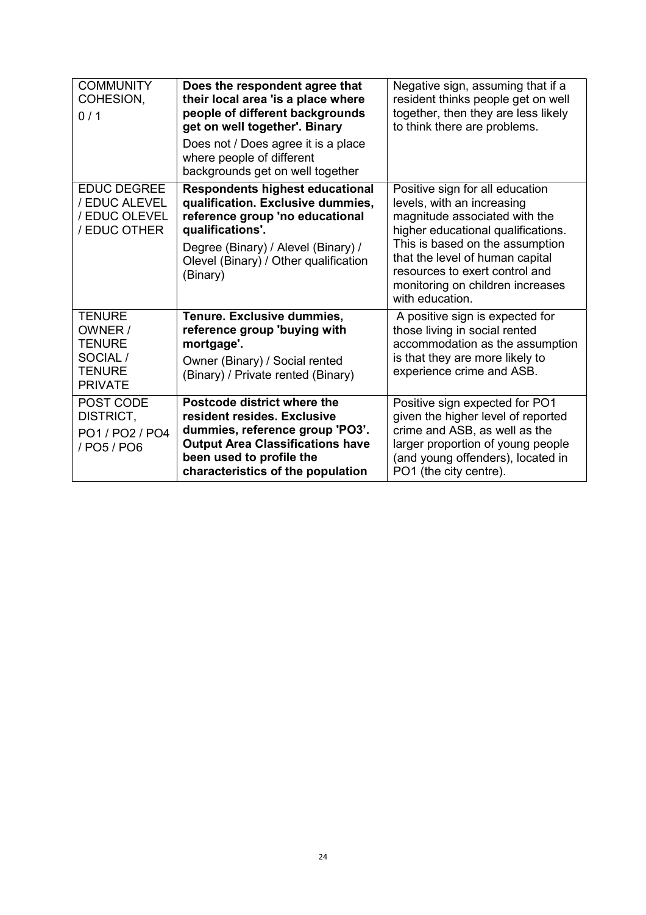| COMMUNITY COHESION, 0 / 1 | **Does the respondent agree that their local area 'is a place where people of different backgrounds get on well together'. Binary** Does not / Does agree it is a place where people of different backgrounds get on well together | Negative sign, assuming that if a resident thinks people get on well together, then they are less likely to think there are problems. |
|---|---|---|
| EDUC DEGREE / EDUC ALEVEL / EDUC OLEVEL / EDUC OTHER | **Respondents highest educational qualification. Exclusive dummies, reference group 'no educational qualifications'.** Degree (Binary) / Alevel (Binary) / Olevel (Binary) / Other qualification (Binary) | Positive sign for all education levels, with an increasing magnitude associated with the higher educational qualifications. This is based on the assumption that the level of human capital resources to exert control and monitoring on children increases with education. |
| TENURE OWNER / TENURE SOCIAL / TENURE PRIVATE | **Tenure. Exclusive dummies, reference group 'buying with mortgage'.** Owner (Binary) / Social rented (Binary) / Private rented (Binary) | A positive sign is expected for those living in social rented accommodation as the assumption is that they are more likely to experience crime and ASB. |
| POST CODE DISTRICT, PO1 / PO2 / PO4 / PO5 / PO6 | **Postcode district where the resident resides. Exclusive dummies, reference group 'PO3'. Output Area Classifications have been used to profile the characteristics of the population** | Positive sign expected for PO1 given the higher level of reported crime and ASB, as well as the larger proportion of young people (and young offenders), located in PO1 (the city centre). |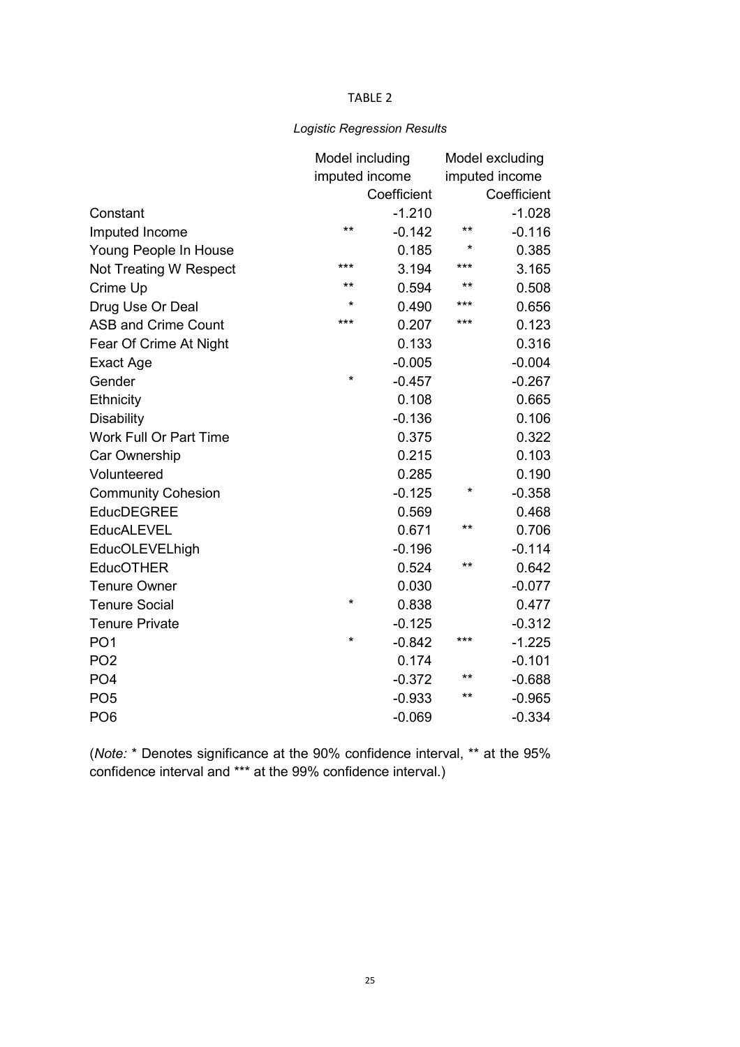TABLE 2

*Logistic Regression Results*

| | Model including imputed income | | Model excluding imputed income | |
|---|---|---|---|---|
| | | Coefficient | | Coefficient |
| Constant | | -1.210 | | -1.028 |
| Imputed Income | ** | -0.142 | ** | -0.116 |
| Young People In House | | 0.185 | * | 0.385 |
| Not Treating W Respect | *** | 3.194 | *** | 3.165 |
| Crime Up | ** | 0.594 | ** | 0.508 |
| Drug Use Or Deal | * | 0.490 | *** | 0.656 |
| ASB and Crime Count | *** | 0.207 | *** | 0.123 |
| Fear Of Crime At Night | | 0.133 | | 0.316 |
| Exact Age | | -0.005 | | -0.004 |
| Gender | * | -0.457 | | -0.267 |
| Ethnicity | | 0.108 | | 0.665 |
| Disability | | -0.136 | | 0.106 |
| Work Full Or Part Time | | 0.375 | | 0.322 |
| Car Ownership | | 0.215 | | 0.103 |
| Volunteered | | 0.285 | | 0.190 |
| Community Cohesion | | -0.125 | * | -0.358 |
| EducDEGREE | | 0.569 | | 0.468 |
| EducALEVEL | | 0.671 | ** | 0.706 |
| EducOLEVELhigh | | -0.196 | | -0.114 |
| EducOTHER | | 0.524 | ** | 0.642 |
| Tenure Owner | | 0.030 | | -0.077 |
| Tenure Social | * | 0.838 | | 0.477 |
| Tenure Private | | -0.125 | | -0.312 |
| PO1 | * | -0.842 | *** | -1.225 |
| PO2 | | 0.174 | | -0.101 |
| PO4 | | -0.372 | ** | -0.688 |
| PO5 | | -0.933 | ** | -0.965 |
| PO6 | | -0.069 | | -0.334 |

(*Note:* * Denotes significance at the 90% confidence interval, ** at the 95% confidence interval and *** at the 99% confidence interval.)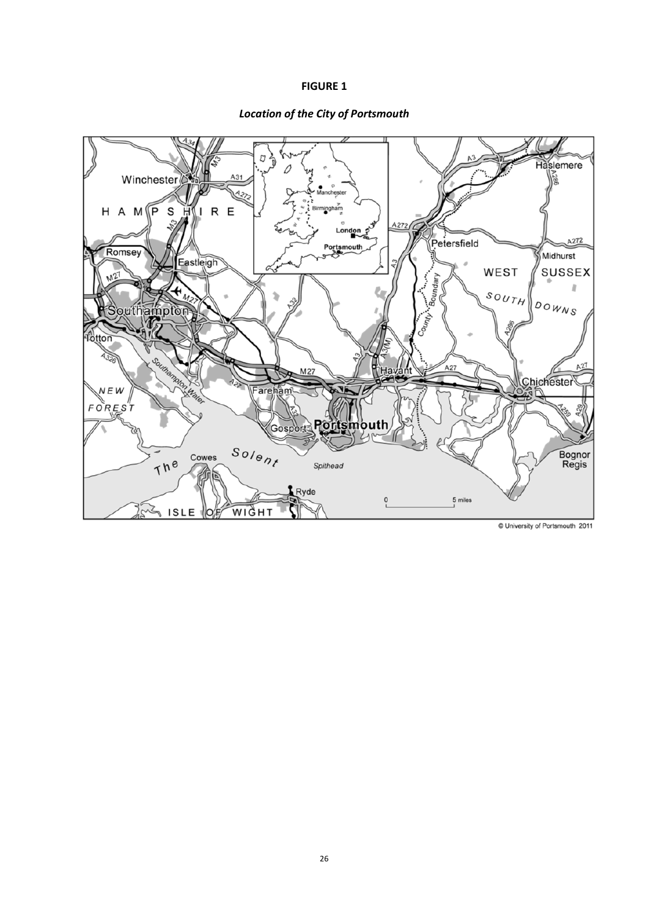**FIGURE 1**

***Location of the City of Portsmouth***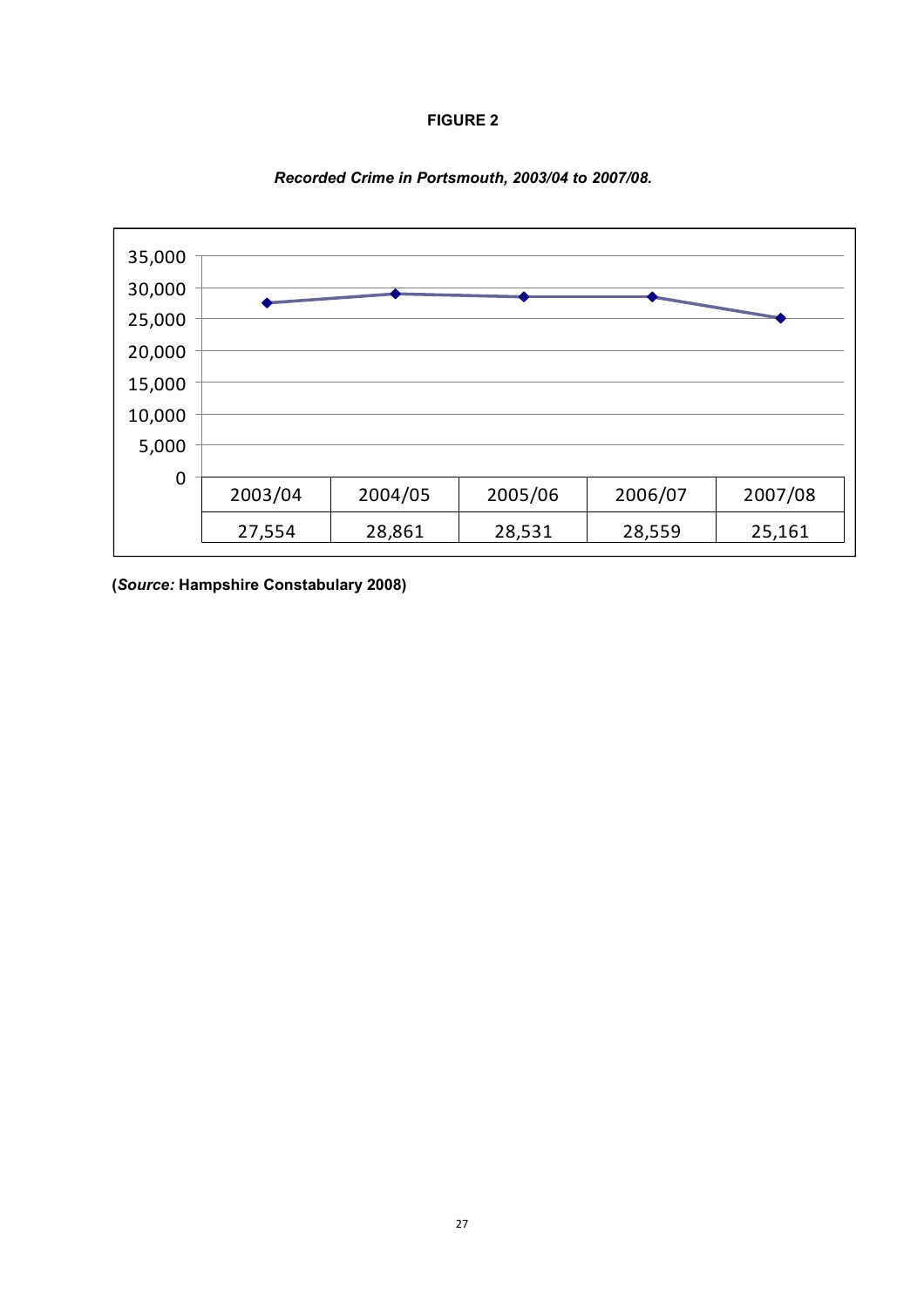**FIGURE 2**

***Recorded Crime in Portsmouth, 2003/04 to 2007/08.***

35,000
30,000
25,000
20,000
15,000
10,000
5,000
0

2003/04 2004/05 2005/06 2006/07 2007/08
27,554 28,861 28,531 28,559 25,161

**(*Source:* Hampshire Constabulary 2008)**